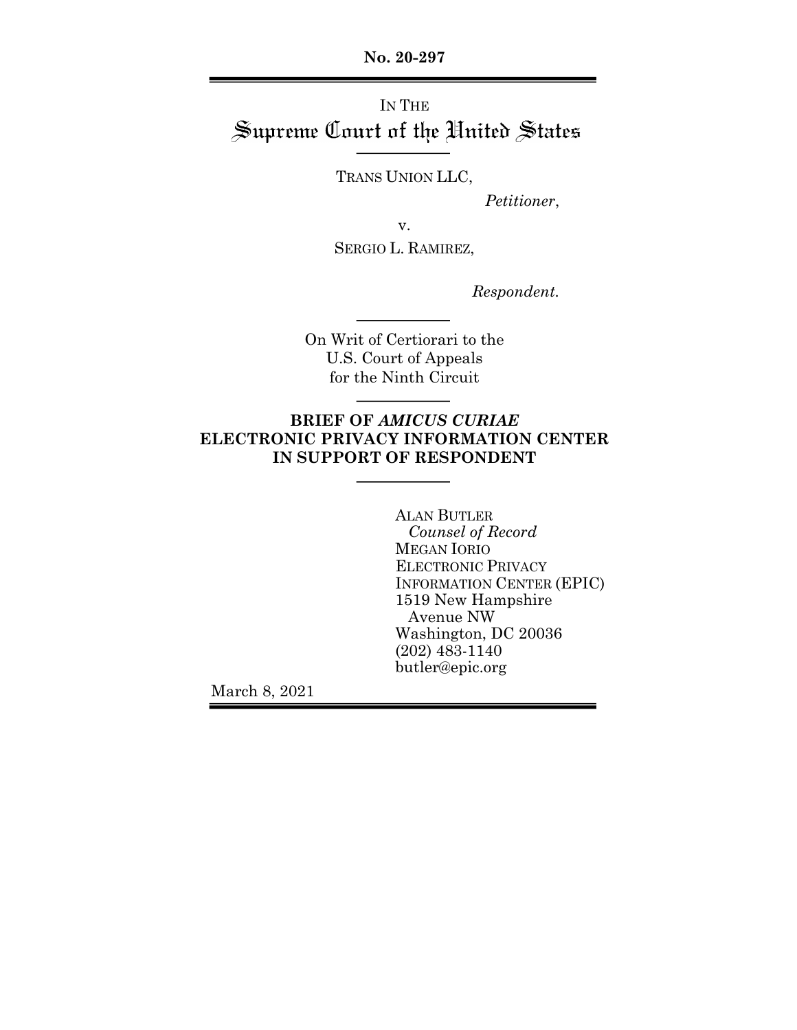**No. 20-297**

---

IN THE

# Supreme Court of the United States

---

TRANS UNION LLC,

*Petitioner*,

v.

SERGIO L. RAMIREZ,

*Respondent.*

---

On Writ of Certiorari to the
U.S. Court of Appeals
for the Ninth Circuit

---

**BRIEF OF *AMICUS CURIAE* ELECTRONIC PRIVACY INFORMATION CENTER IN SUPPORT OF RESPONDENT**

---

ALAN BUTLER
*Counsel of Record*
MEGAN IORIO
ELECTRONIC PRIVACY
INFORMATION CENTER (EPIC)
1519 New Hampshire
Avenue NW
Washington, DC 20036
(202) 483-1140
butler@epic.org

March 8, 2021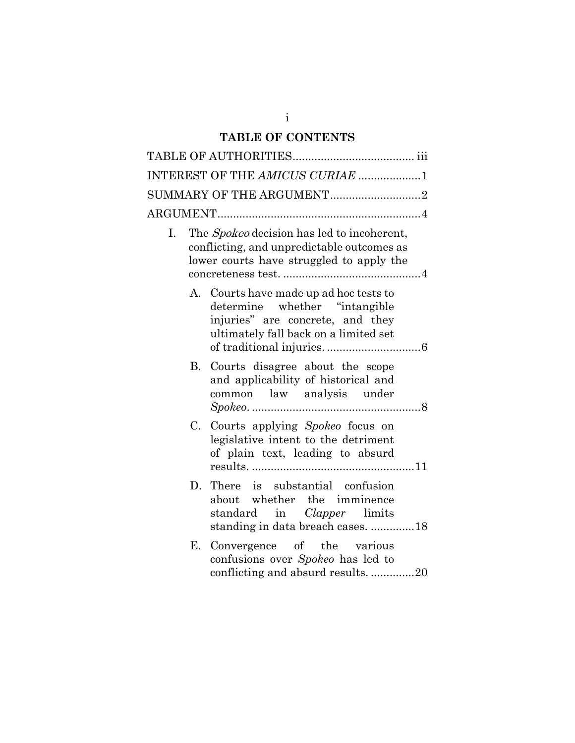## TABLE OF CONTENTS

TABLE OF AUTHORITIES....................................... iii

INTEREST OF THE *AMICUS CURIAE* .................... 1

SUMMARY OF THE ARGUMENT............................. 2

ARGUMENT................................................................. 4

- I. The *Spokeo* decision has led to incoherent, conflicting, and unpredictable outcomes as lower courts have struggled to apply the concreteness test. ............................................. 4
  - A. Courts have made up ad hoc tests to determine whether "intangible injuries" are concrete, and they ultimately fall back on a limited set of traditional injuries. .............................. 6
  - B. Courts disagree about the scope and applicability of historical and common law analysis under *Spokeo*. ....................................................... 8
  - C. Courts applying *Spokeo* focus on legislative intent to the detriment of plain text, leading to absurd results. ..................................................... 11
  - D. There is substantial confusion about whether the imminence standard in *Clapper* limits standing in data breach cases. .............. 18
  - E. Convergence of the various confusions over *Spokeo* has led to conflicting and absurd results. .............. 20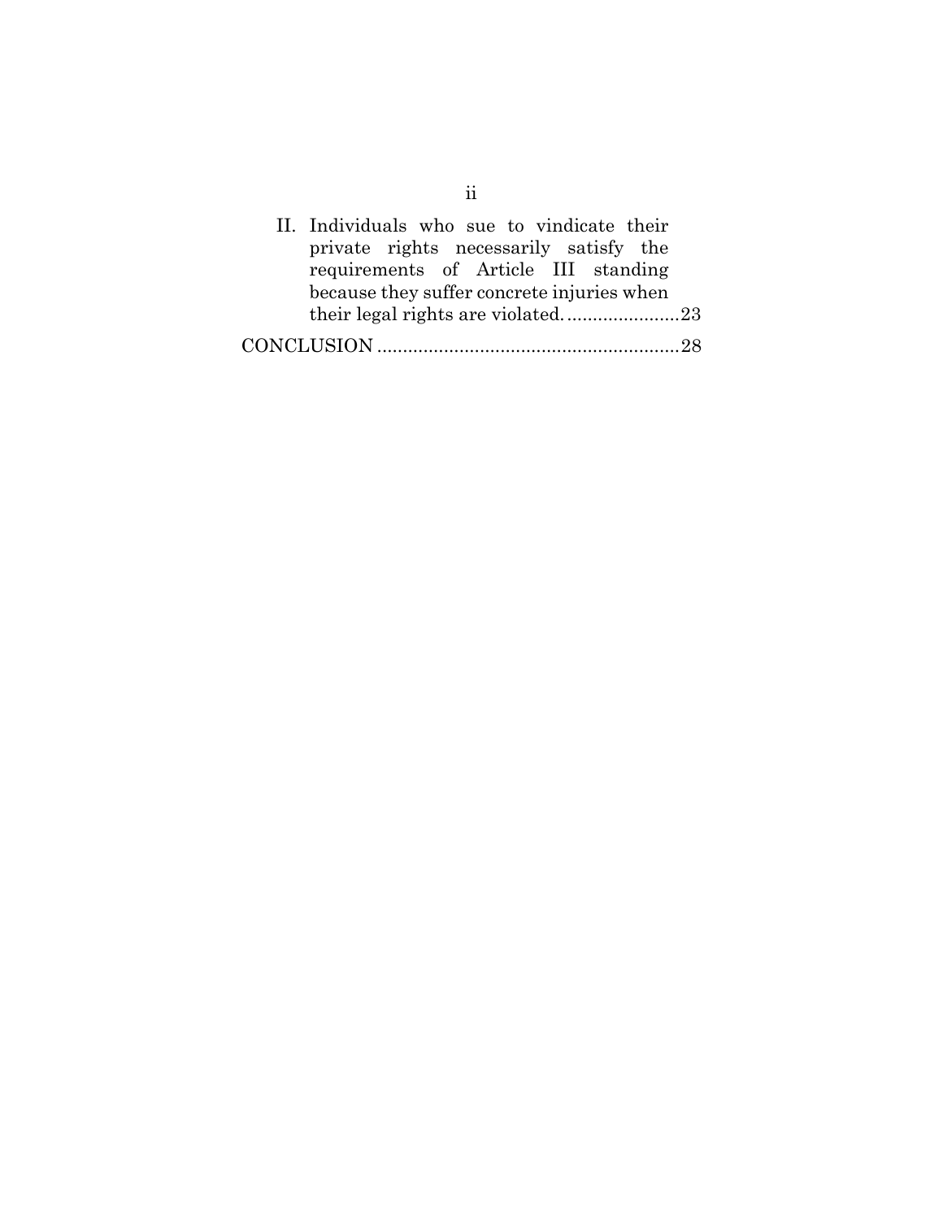II. Individuals who sue to vindicate their private rights necessarily satisfy the requirements of Article III standing because they suffer concrete injuries when their legal rights are violated. ......................23

CONCLUSION ..........................................................28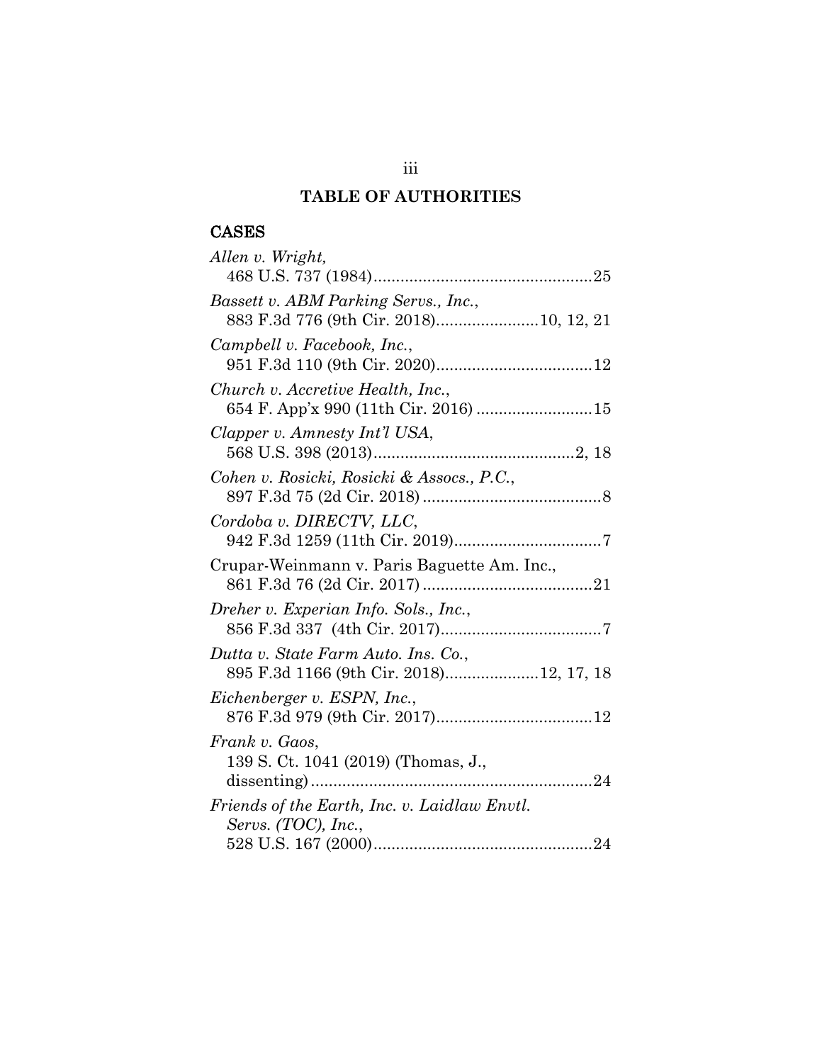# TABLE OF AUTHORITIES

## CASES

*Allen v. Wright*,
468 U.S. 737 (1984)................................................25

*Bassett v. ABM Parking Servs., Inc.*,
883 F.3d 776 (9th Cir. 2018)......................10, 12, 21

*Campbell v. Facebook, Inc.*,
951 F.3d 110 (9th Cir. 2020)..................................12

*Church v. Accretive Health, Inc.*,
654 F. App'x 990 (11th Cir. 2016) .........................15

*Clapper v. Amnesty Int'l USA*,
568 U.S. 398 (2013)............................................2, 18

*Cohen v. Rosicki, Rosicki & Assocs., P.C.*,
897 F.3d 75 (2d Cir. 2018) .......................................8

*Cordoba v. DIRECTV, LLC*,
942 F.3d 1259 (11th Cir. 2019)................................7

Crupar-Weinmann v. Paris Baguette Am. Inc.,
861 F.3d 76 (2d Cir. 2017) .....................................21

*Dreher v. Experian Info. Sols., Inc.*,
856 F.3d 337 (4th Cir. 2017)...................................7

*Dutta v. State Farm Auto. Ins. Co.*,
895 F.3d 1166 (9th Cir. 2018)....................12, 17, 18

*Eichenberger v. ESPN, Inc.*,
876 F.3d 979 (9th Cir. 2017)..................................12

*Frank v. Gaos*,
139 S. Ct. 1041 (2019) (Thomas, J.,
dissenting)..............................................................24

*Friends of the Earth, Inc. v. Laidlaw Envtl. Servs. (TOC), Inc.*,
528 U.S. 167 (2000)................................................24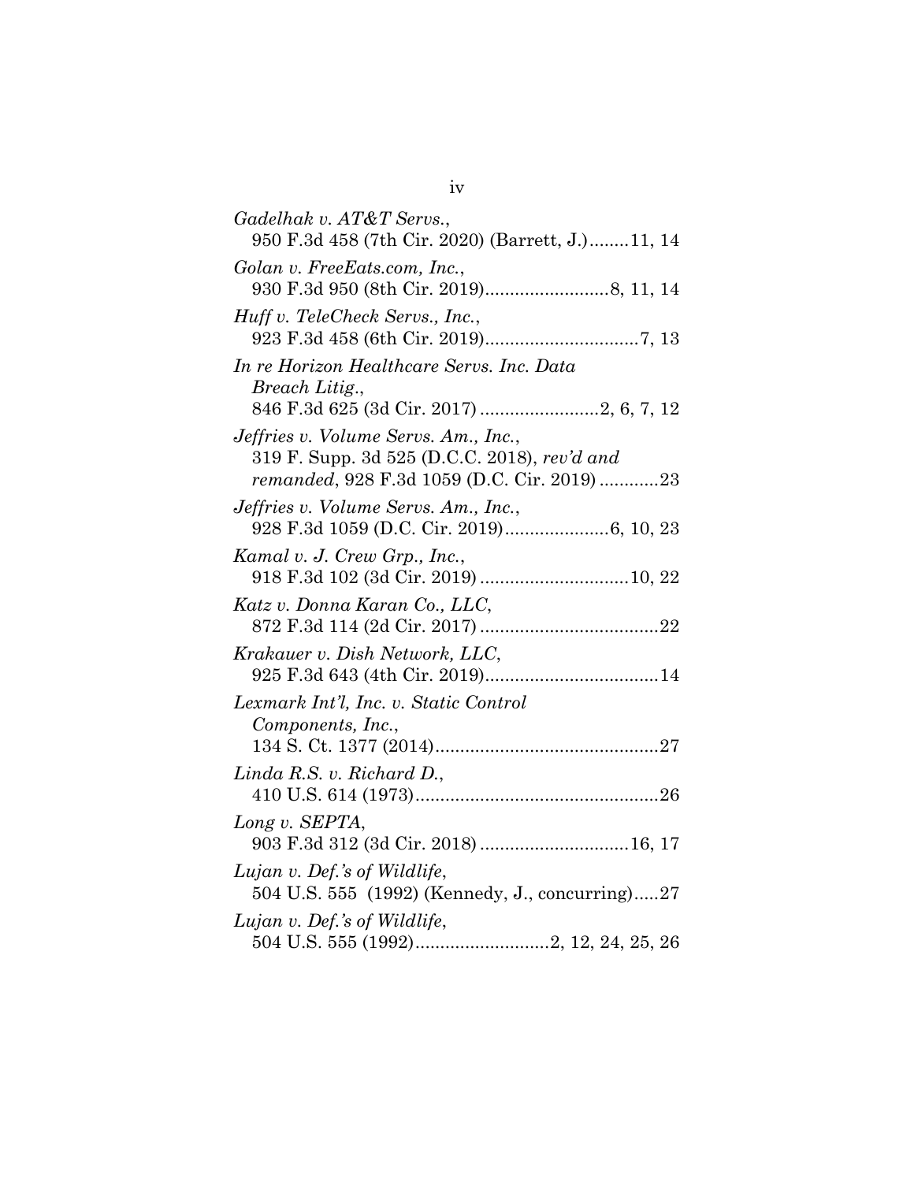*Gadelhak v. AT&T Servs.*,
950 F.3d 458 (7th Cir. 2020) (Barrett, J.)........11, 14

*Golan v. FreeEats.com, Inc.*,
930 F.3d 950 (8th Cir. 2019).........................8, 11, 14

*Huff v. TeleCheck Servs., Inc.*,
923 F.3d 458 (6th Cir. 2019)...............................7, 13

*In re Horizon Healthcare Servs. Inc. Data Breach Litig.*,
846 F.3d 625 (3d Cir. 2017) ........................2, 6, 7, 12

*Jeffries v. Volume Servs. Am., Inc.*,
319 F. Supp. 3d 525 (D.C.C. 2018), *rev'd and remanded*, 928 F.3d 1059 (D.C. Cir. 2019) ............23

*Jeffries v. Volume Servs. Am., Inc.*,
928 F.3d 1059 (D.C. Cir. 2019).....................6, 10, 23

*Kamal v. J. Crew Grp., Inc.*,
918 F.3d 102 (3d Cir. 2019) .............................10, 22

*Katz v. Donna Karan Co., LLC*,
872 F.3d 114 (2d Cir. 2017) ....................................22

*Krakauer v. Dish Network, LLC*,
925 F.3d 643 (4th Cir. 2019)...................................14

*Lexmark Int'l, Inc. v. Static Control Components, Inc.*,
134 S. Ct. 1377 (2014).............................................27

*Linda R.S. v. Richard D.*,
410 U.S. 614 (1973).................................................26

*Long v. SEPTA*,
903 F.3d 312 (3d Cir. 2018) .............................16, 17

*Lujan v. Def.'s of Wildlife*,
504 U.S. 555 (1992) (Kennedy, J., concurring).....27

*Lujan v. Def.'s of Wildlife*,
504 U.S. 555 (1992)...........................2, 12, 24, 25, 26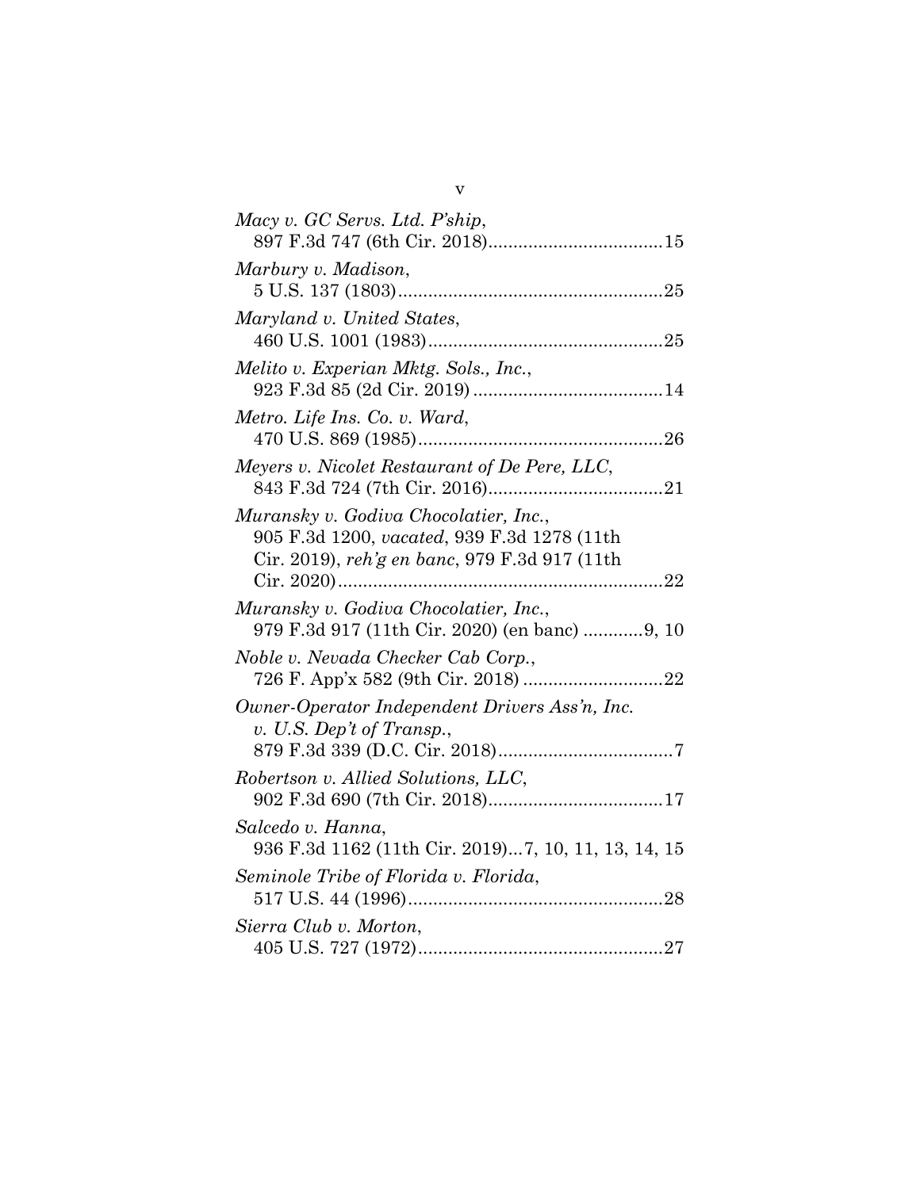*Macy v. GC Servs. Ltd. P'ship*,
897 F.3d 747 (6th Cir. 2018)....................................15

*Marbury v. Madison*,
5 U.S. 137 (1803).....................................................25

*Maryland v. United States*,
460 U.S. 1001 (1983)...............................................25

*Melito v. Experian Mktg. Sols., Inc.*,
923 F.3d 85 (2d Cir. 2019) ......................................14

*Metro. Life Ins. Co. v. Ward*,
470 U.S. 869 (1985).................................................26

*Meyers v. Nicolet Restaurant of De Pere, LLC*,
843 F.3d 724 (7th Cir. 2016)....................................21

*Muransky v. Godiva Chocolatier, Inc.*,
905 F.3d 1200, *vacated*, 939 F.3d 1278 (11th Cir. 2019), *reh'g en banc*, 979 F.3d 917 (11th Cir. 2020)..................................................................22

*Muransky v. Godiva Chocolatier, Inc.*,
979 F.3d 917 (11th Cir. 2020) (en banc) ............9, 10

*Noble v. Nevada Checker Cab Corp.*,
726 F. App'x 582 (9th Cir. 2018) ............................22

*Owner-Operator Independent Drivers Ass'n, Inc. v. U.S. Dep't of Transp.*,
879 F.3d 339 (D.C. Cir. 2018)....................................7

*Robertson v. Allied Solutions, LLC*,
902 F.3d 690 (7th Cir. 2018)....................................17

*Salcedo v. Hanna*,
936 F.3d 1162 (11th Cir. 2019)...7, 10, 11, 13, 14, 15

*Seminole Tribe of Florida v. Florida*,
517 U.S. 44 (1996)...................................................28

*Sierra Club v. Morton*,
405 U.S. 727 (1972).................................................27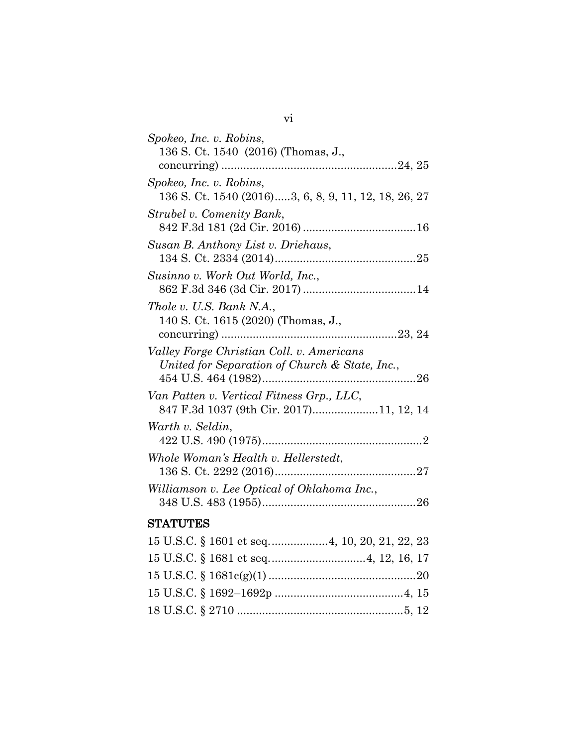*Spokeo, Inc. v. Robins*,
136 S. Ct. 1540 (2016) (Thomas, J., concurring) ........................................................24, 25

*Spokeo, Inc. v. Robins*,
136 S. Ct. 1540 (2016).....3, 6, 8, 9, 11, 12, 18, 26, 27

*Strubel v. Comenity Bank*,
842 F.3d 181 (2d Cir. 2016) ....................................16

*Susan B. Anthony List v. Driehaus*,
134 S. Ct. 2334 (2014).............................................25

*Susinno v. Work Out World, Inc.*,
862 F.3d 346 (3d Cir. 2017) ....................................14

*Thole v. U.S. Bank N.A.*,
140 S. Ct. 1615 (2020) (Thomas, J., concurring) ........................................................23, 24

*Valley Forge Christian Coll. v. Americans United for Separation of Church & State, Inc.*,
454 U.S. 464 (1982).................................................26

*Van Patten v. Vertical Fitness Grp., LLC*,
847 F.3d 1037 (9th Cir. 2017).....................11, 12, 14

*Warth v. Seldin*,
422 U.S. 490 (1975)...................................................2

*Whole Woman's Health v. Hellerstedt*,
136 S. Ct. 2292 (2016).............................................27

*Williamson v. Lee Optical of Oklahoma Inc.*,
348 U.S. 483 (1955).................................................26

## STATUTES

15 U.S.C. § 1601 et seq...................4, 10, 20, 21, 22, 23

15 U.S.C. § 1681 et seq...............................4, 12, 16, 17

15 U.S.C. § 1681c(g)(1) ...............................................20

15 U.S.C. § 1692–1692p .........................................4, 15

18 U.S.C. § 2710 .....................................................5, 12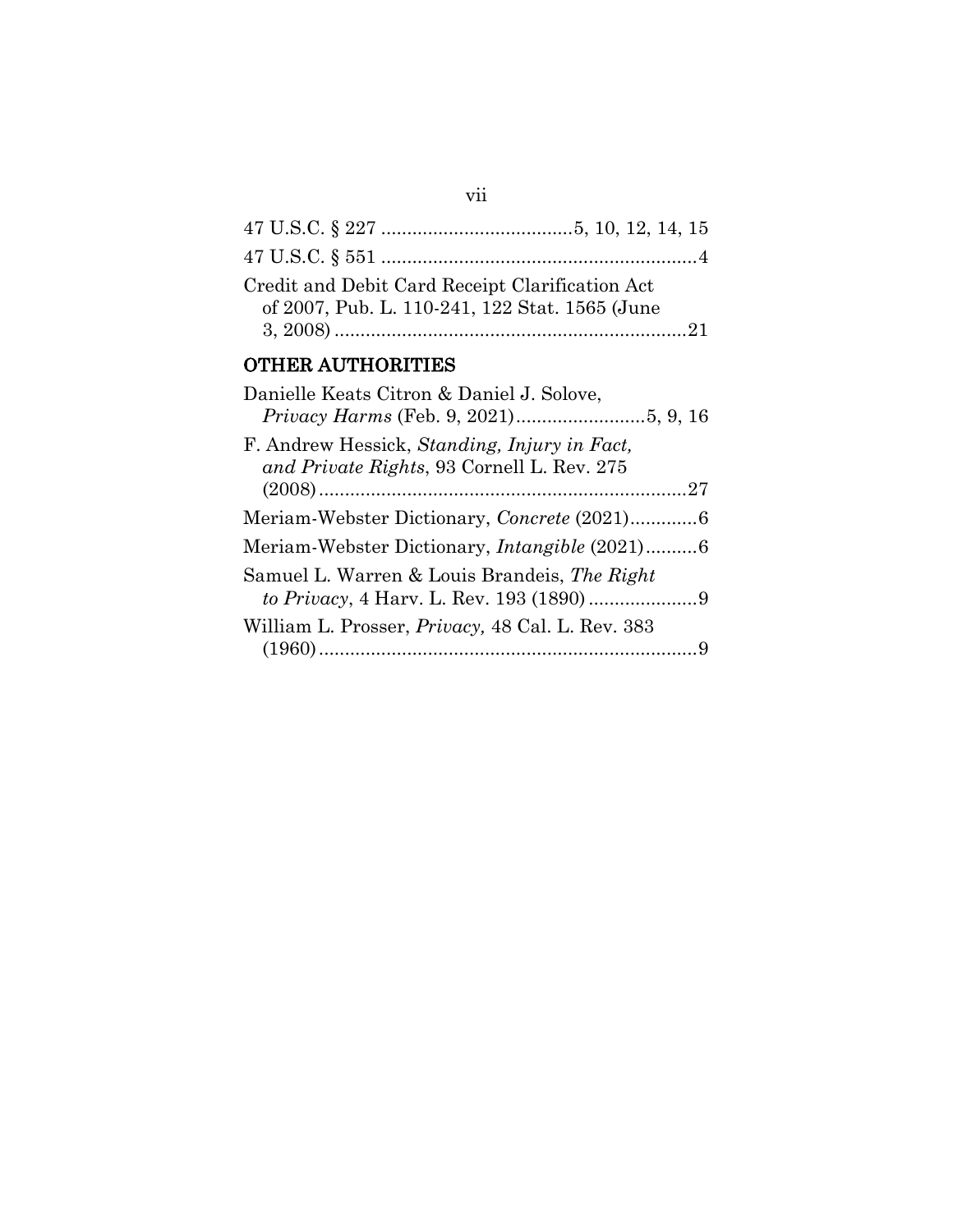47 U.S.C. § 227 ....................................5, 10, 12, 14, 15

47 U.S.C. § 551 ............................................................4

Credit and Debit Card Receipt Clarification Act of 2007, Pub. L. 110-241, 122 Stat. 1565 (June 3, 2008) ....................................................................21

## OTHER AUTHORITIES

Danielle Keats Citron & Daniel J. Solove, *Privacy Harms* (Feb. 9, 2021).........................5, 9, 16

F. Andrew Hessick, *Standing, Injury in Fact, and Private Rights*, 93 Cornell L. Rev. 275 (2008).......................................................................27

Meriam-Webster Dictionary, *Concrete* (2021).............6

Meriam-Webster Dictionary, *Intangible* (2021)..........6

Samuel L. Warren & Louis Brandeis, *The Right to Privacy*, 4 Harv. L. Rev. 193 (1890).....................9

William L. Prosser, *Privacy,* 48 Cal. L. Rev. 383 (1960)..........................................................................9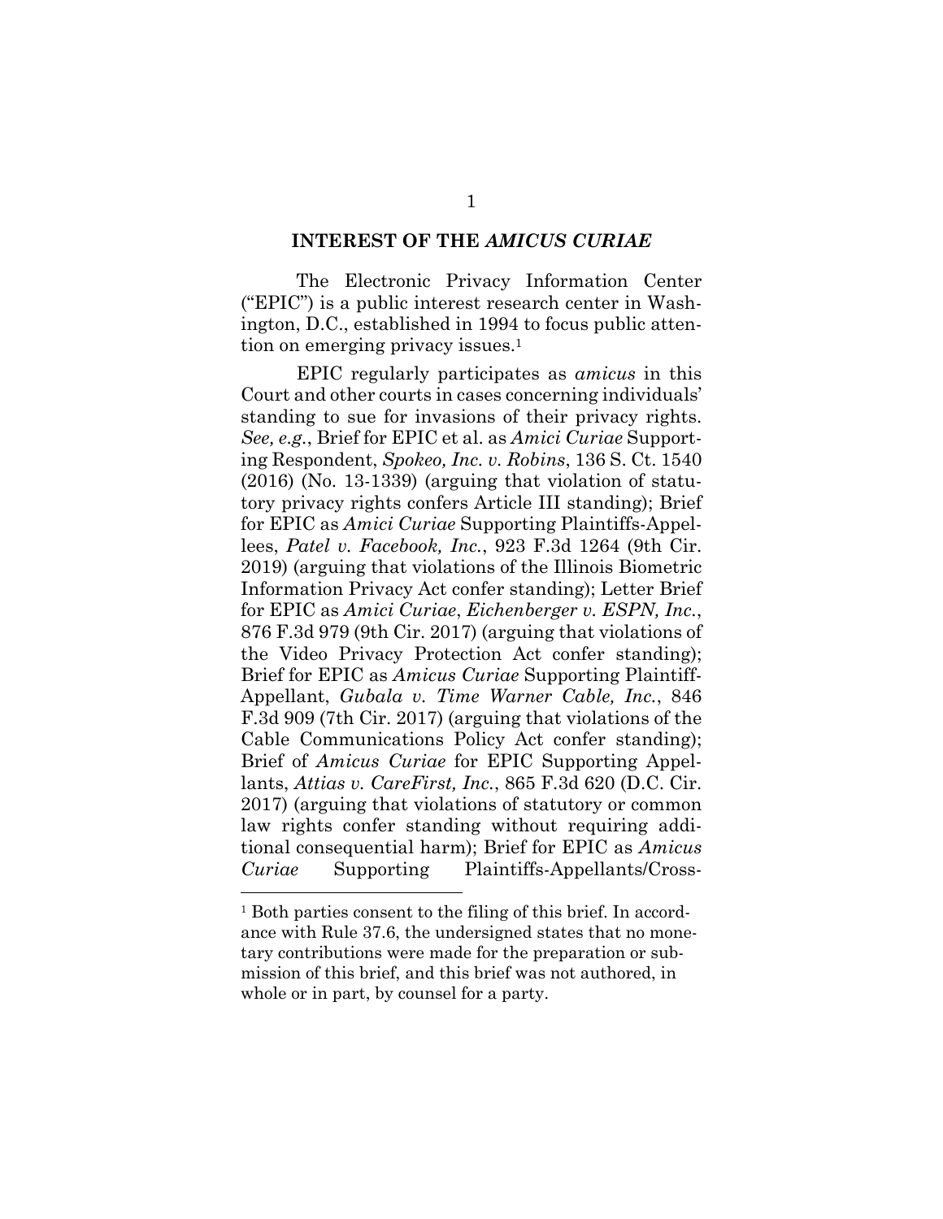## INTEREST OF THE *AMICUS CURIAE*

The Electronic Privacy Information Center ("EPIC") is a public interest research center in Washington, D.C., established in 1994 to focus public attention on emerging privacy issues.[1]

EPIC regularly participates as *amicus* in this Court and other courts in cases concerning individuals' standing to sue for invasions of their privacy rights. *See, e.g.*, Brief for EPIC et al. as *Amici Curiae* Supporting Respondent, *Spokeo, Inc. v. Robins*, 136 S. Ct. 1540 (2016) (No. 13-1339) (arguing that violation of statutory privacy rights confers Article III standing); Brief for EPIC as *Amici Curiae* Supporting Plaintiffs-Appellees, *Patel v. Facebook, Inc.*, 923 F.3d 1264 (9th Cir. 2019) (arguing that violations of the Illinois Biometric Information Privacy Act confer standing); Letter Brief for EPIC as *Amici Curiae*, *Eichenberger v. ESPN, Inc.*, 876 F.3d 979 (9th Cir. 2017) (arguing that violations of the Video Privacy Protection Act confer standing); Brief for EPIC as *Amicus Curiae* Supporting Plaintiff-Appellant, *Gubala v. Time Warner Cable, Inc.*, 846 F.3d 909 (7th Cir. 2017) (arguing that violations of the Cable Communications Policy Act confer standing); Brief of *Amicus Curiae* for EPIC Supporting Appellants, *Attias v. CareFirst, Inc.*, 865 F.3d 620 (D.C. Cir. 2017) (arguing that violations of statutory or common law rights confer standing without requiring additional consequential harm); Brief for EPIC as *Amicus Curiae* Supporting Plaintiffs-Appellants/Cross-

---

[1] Both parties consent to the filing of this brief. In accordance with Rule 37.6, the undersigned states that no monetary contributions were made for the preparation or submission of this brief, and this brief was not authored, in whole or in part, by counsel for a party.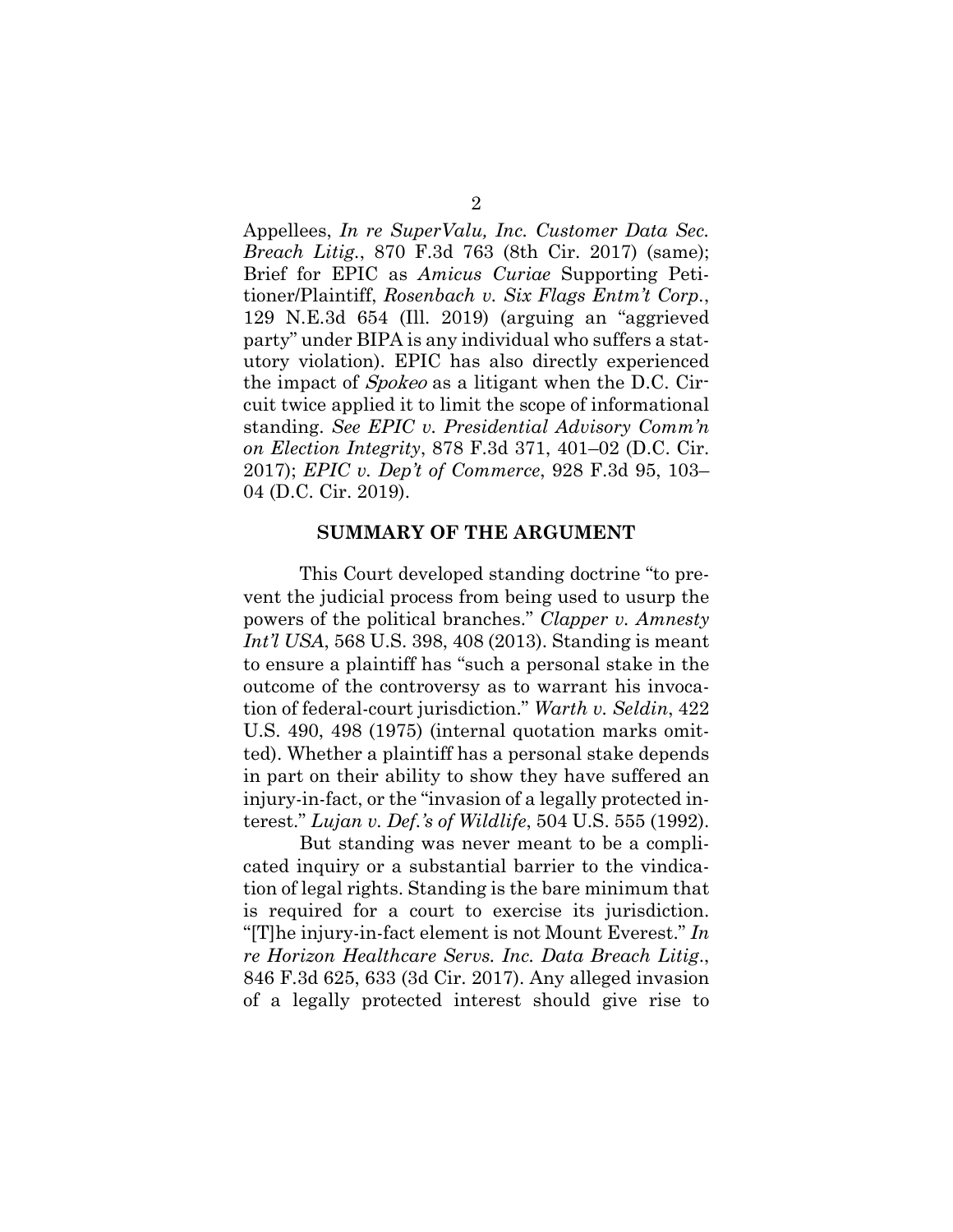Appellees, *In re SuperValu, Inc. Customer Data Sec. Breach Litig.*, 870 F.3d 763 (8th Cir. 2017) (same); Brief for EPIC as *Amicus Curiae* Supporting Petitioner/Plaintiff, *Rosenbach v. Six Flags Entm't Corp.*, 129 N.E.3d 654 (Ill. 2019) (arguing an "aggrieved party" under BIPA is any individual who suffers a statutory violation). EPIC has also directly experienced the impact of *Spokeo* as a litigant when the D.C. Circuit twice applied it to limit the scope of informational standing. *See EPIC v. Presidential Advisory Comm'n on Election Integrity*, 878 F.3d 371, 401–02 (D.C. Cir. 2017); *EPIC v. Dep't of Commerce*, 928 F.3d 95, 103–04 (D.C. Cir. 2019).

## SUMMARY OF THE ARGUMENT

This Court developed standing doctrine "to prevent the judicial process from being used to usurp the powers of the political branches." *Clapper v. Amnesty Int'l USA*, 568 U.S. 398, 408 (2013). Standing is meant to ensure a plaintiff has "such a personal stake in the outcome of the controversy as to warrant his invocation of federal-court jurisdiction." *Warth v. Seldin*, 422 U.S. 490, 498 (1975) (internal quotation marks omitted). Whether a plaintiff has a personal stake depends in part on their ability to show they have suffered an injury-in-fact, or the "invasion of a legally protected interest." *Lujan v. Def.'s of Wildlife*, 504 U.S. 555 (1992).

But standing was never meant to be a complicated inquiry or a substantial barrier to the vindication of legal rights. Standing is the bare minimum that is required for a court to exercise its jurisdiction. "[T]he injury-in-fact element is not Mount Everest." *In re Horizon Healthcare Servs. Inc. Data Breach Litig.*, 846 F.3d 625, 633 (3d Cir. 2017). Any alleged invasion of a legally protected interest should give rise to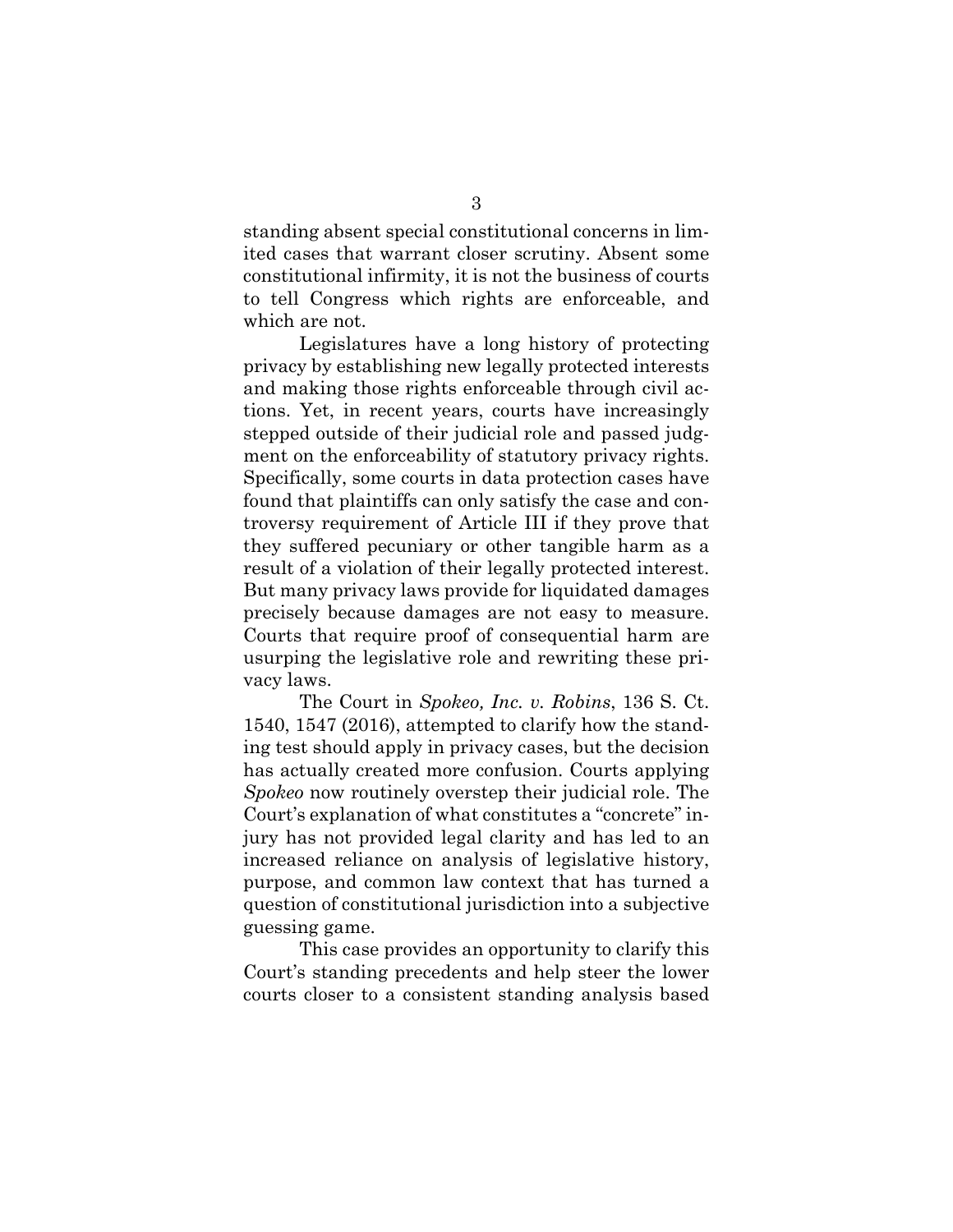standing absent special constitutional concerns in limited cases that warrant closer scrutiny. Absent some constitutional infirmity, it is not the business of courts to tell Congress which rights are enforceable, and which are not.

Legislatures have a long history of protecting privacy by establishing new legally protected interests and making those rights enforceable through civil actions. Yet, in recent years, courts have increasingly stepped outside of their judicial role and passed judgment on the enforceability of statutory privacy rights. Specifically, some courts in data protection cases have found that plaintiffs can only satisfy the case and controversy requirement of Article III if they prove that they suffered pecuniary or other tangible harm as a result of a violation of their legally protected interest. But many privacy laws provide for liquidated damages precisely because damages are not easy to measure. Courts that require proof of consequential harm are usurping the legislative role and rewriting these privacy laws.

The Court in *Spokeo, Inc. v. Robins*, 136 S. Ct. 1540, 1547 (2016), attempted to clarify how the standing test should apply in privacy cases, but the decision has actually created more confusion. Courts applying *Spokeo* now routinely overstep their judicial role. The Court's explanation of what constitutes a "concrete" injury has not provided legal clarity and has led to an increased reliance on analysis of legislative history, purpose, and common law context that has turned a question of constitutional jurisdiction into a subjective guessing game.

This case provides an opportunity to clarify this Court's standing precedents and help steer the lower courts closer to a consistent standing analysis based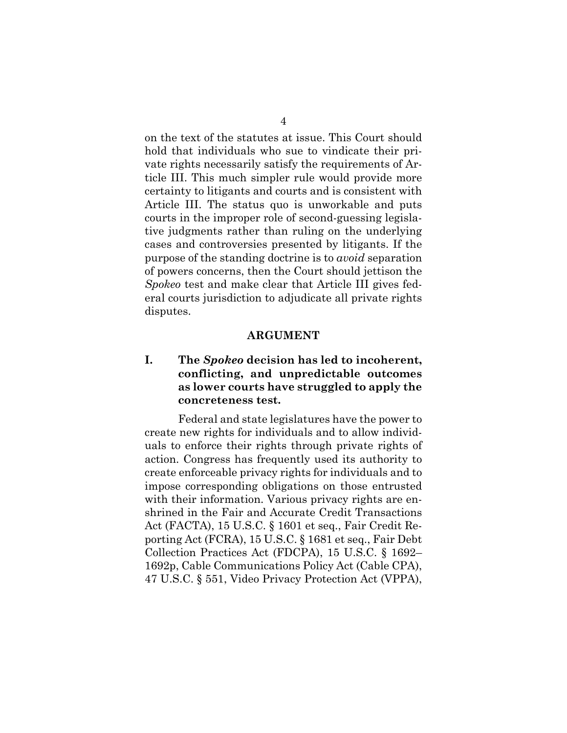on the text of the statutes at issue. This Court should hold that individuals who sue to vindicate their private rights necessarily satisfy the requirements of Article III. This much simpler rule would provide more certainty to litigants and courts and is consistent with Article III. The status quo is unworkable and puts courts in the improper role of second-guessing legislative judgments rather than ruling on the underlying cases and controversies presented by litigants. If the purpose of the standing doctrine is to *avoid* separation of powers concerns, then the Court should jettison the *Spokeo* test and make clear that Article III gives federal courts jurisdiction to adjudicate all private rights disputes.

## ARGUMENT

### I. The *Spokeo* decision has led to incoherent, conflicting, and unpredictable outcomes as lower courts have struggled to apply the concreteness test.

Federal and state legislatures have the power to create new rights for individuals and to allow individuals to enforce their rights through private rights of action. Congress has frequently used its authority to create enforceable privacy rights for individuals and to impose corresponding obligations on those entrusted with their information. Various privacy rights are enshrined in the Fair and Accurate Credit Transactions Act (FACTA), 15 U.S.C. § 1601 et seq., Fair Credit Reporting Act (FCRA), 15 U.S.C. § 1681 et seq., Fair Debt Collection Practices Act (FDCPA), 15 U.S.C. § 1692–1692p, Cable Communications Policy Act (Cable CPA), 47 U.S.C. § 551, Video Privacy Protection Act (VPPA),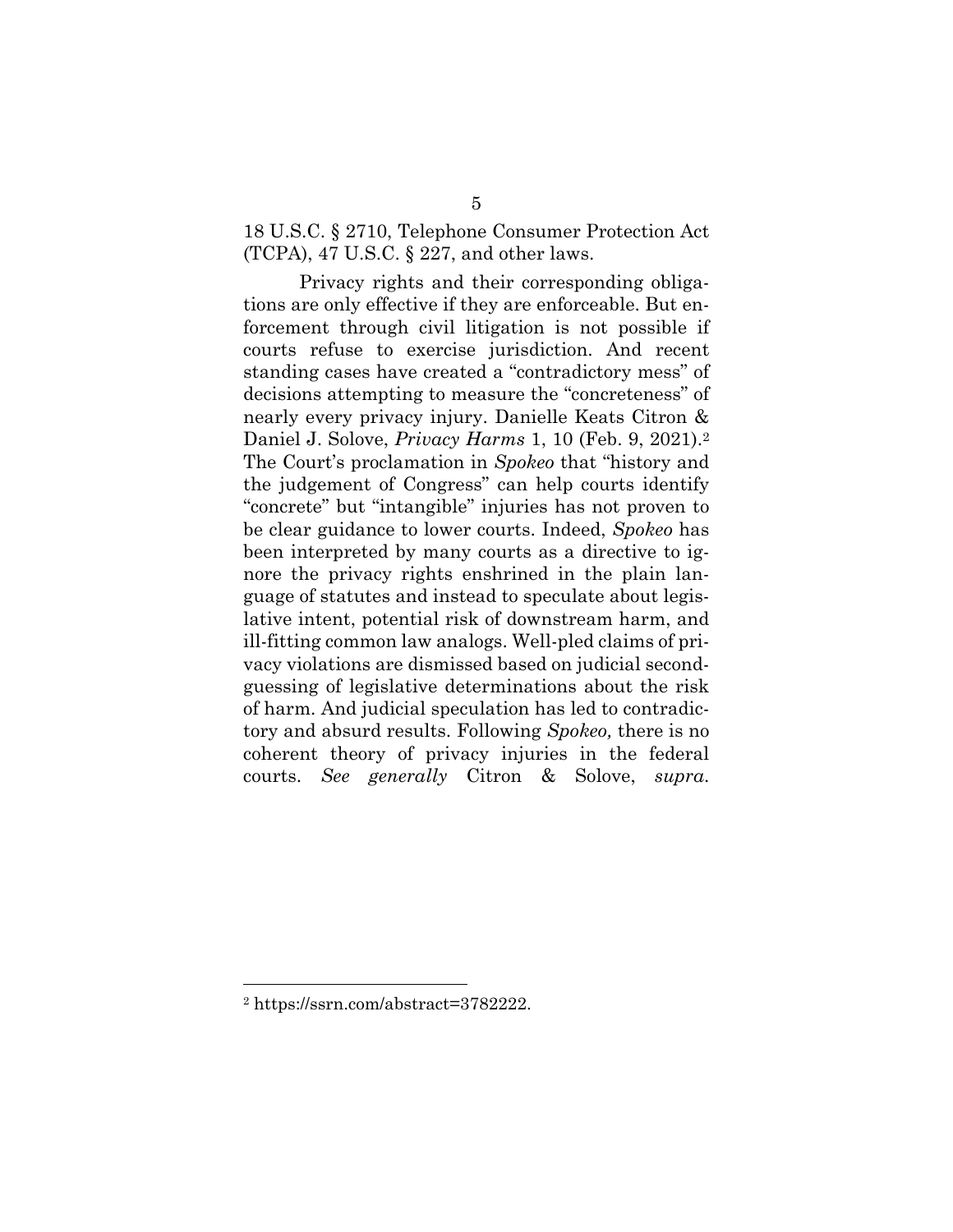18 U.S.C. § 2710, Telephone Consumer Protection Act (TCPA), 47 U.S.C. § 227, and other laws.

Privacy rights and their corresponding obligations are only effective if they are enforceable. But enforcement through civil litigation is not possible if courts refuse to exercise jurisdiction. And recent standing cases have created a "contradictory mess" of decisions attempting to measure the "concreteness" of nearly every privacy injury. Danielle Keats Citron & Daniel J. Solove, *Privacy Harms* 1, 10 (Feb. 9, 2021).[2] The Court's proclamation in *Spokeo* that "history and the judgement of Congress" can help courts identify "concrete" but "intangible" injuries has not proven to be clear guidance to lower courts. Indeed, *Spokeo* has been interpreted by many courts as a directive to ignore the privacy rights enshrined in the plain language of statutes and instead to speculate about legislative intent, potential risk of downstream harm, and ill-fitting common law analogs. Well-pled claims of privacy violations are dismissed based on judicial second-guessing of legislative determinations about the risk of harm. And judicial speculation has led to contradictory and absurd results. Following *Spokeo,* there is no coherent theory of privacy injuries in the federal courts. *See generally* Citron & Solove, *supra*.

---

[2] https://ssrn.com/abstract=3782222.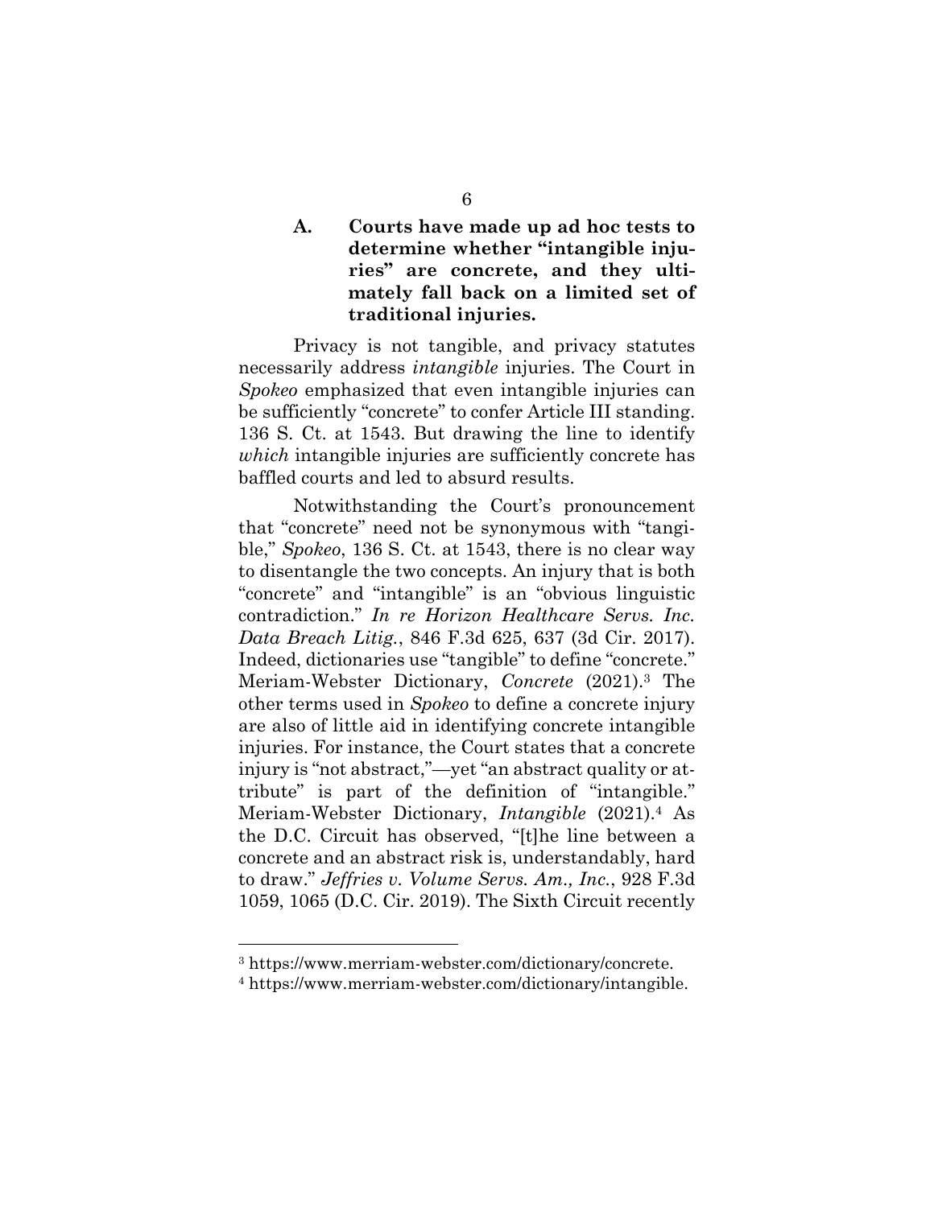### A. Courts have made up ad hoc tests to determine whether "intangible injuries" are concrete, and they ultimately fall back on a limited set of traditional injuries.

Privacy is not tangible, and privacy statutes necessarily address *intangible* injuries. The Court in *Spokeo* emphasized that even intangible injuries can be sufficiently "concrete" to confer Article III standing. 136 S. Ct. at 1543. But drawing the line to identify *which* intangible injuries are sufficiently concrete has baffled courts and led to absurd results.

Notwithstanding the Court's pronouncement that "concrete" need not be synonymous with "tangible," *Spokeo*, 136 S. Ct. at 1543, there is no clear way to disentangle the two concepts. An injury that is both "concrete" and "intangible" is an "obvious linguistic contradiction." *In re Horizon Healthcare Servs. Inc. Data Breach Litig.*, 846 F.3d 625, 637 (3d Cir. 2017). Indeed, dictionaries use "tangible" to define "concrete." Meriam-Webster Dictionary, *Concrete* (2021).[3] The other terms used in *Spokeo* to define a concrete injury are also of little aid in identifying concrete intangible injuries. For instance, the Court states that a concrete injury is "not abstract,"—yet "an abstract quality or attribute" is part of the definition of "intangible." Meriam-Webster Dictionary, *Intangible* (2021).[4] As the D.C. Circuit has observed, "[t]he line between a concrete and an abstract risk is, understandably, hard to draw." *Jeffries v. Volume Servs. Am., Inc.*, 928 F.3d 1059, 1065 (D.C. Cir. 2019). The Sixth Circuit recently

[3] https://www.merriam-webster.com/dictionary/concrete.

[4] https://www.merriam-webster.com/dictionary/intangible.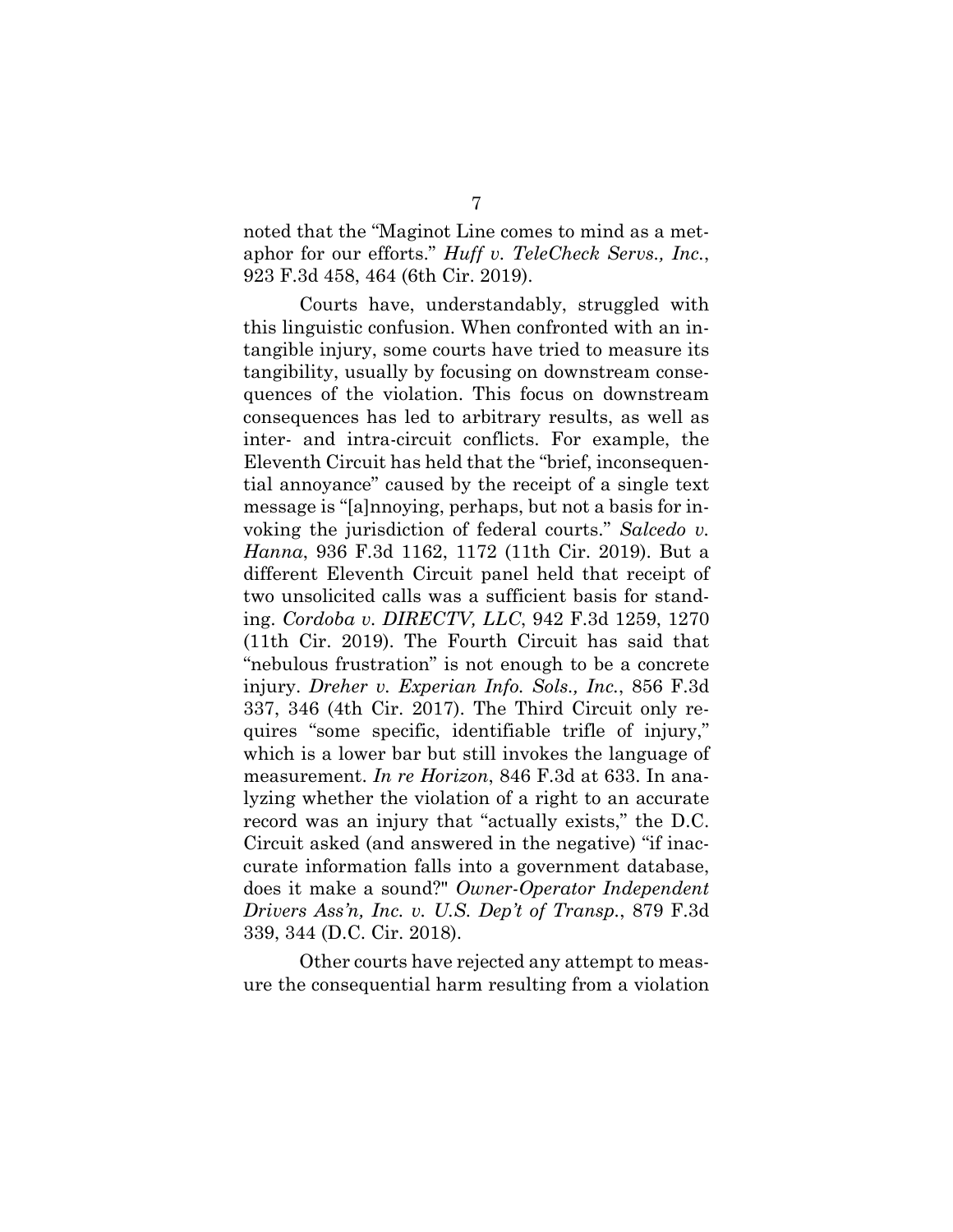noted that the "Maginot Line comes to mind as a metaphor for our efforts." *Huff v. TeleCheck Servs., Inc.*, 923 F.3d 458, 464 (6th Cir. 2019).

Courts have, understandably, struggled with this linguistic confusion. When confronted with an intangible injury, some courts have tried to measure its tangibility, usually by focusing on downstream consequences of the violation. This focus on downstream consequences has led to arbitrary results, as well as inter- and intra-circuit conflicts. For example, the Eleventh Circuit has held that the "brief, inconsequential annoyance" caused by the receipt of a single text message is "[a]nnoying, perhaps, but not a basis for invoking the jurisdiction of federal courts." *Salcedo v. Hanna*, 936 F.3d 1162, 1172 (11th Cir. 2019). But a different Eleventh Circuit panel held that receipt of two unsolicited calls was a sufficient basis for standing. *Cordoba v. DIRECTV, LLC*, 942 F.3d 1259, 1270 (11th Cir. 2019). The Fourth Circuit has said that "nebulous frustration" is not enough to be a concrete injury. *Dreher v. Experian Info. Sols., Inc.*, 856 F.3d 337, 346 (4th Cir. 2017). The Third Circuit only requires "some specific, identifiable trifle of injury," which is a lower bar but still invokes the language of measurement. *In re Horizon*, 846 F.3d at 633. In analyzing whether the violation of a right to an accurate record was an injury that "actually exists," the D.C. Circuit asked (and answered in the negative) "if inaccurate information falls into a government database, does it make a sound?" *Owner-Operator Independent Drivers Ass'n, Inc. v. U.S. Dep't of Transp.*, 879 F.3d 339, 344 (D.C. Cir. 2018).

Other courts have rejected any attempt to measure the consequential harm resulting from a violation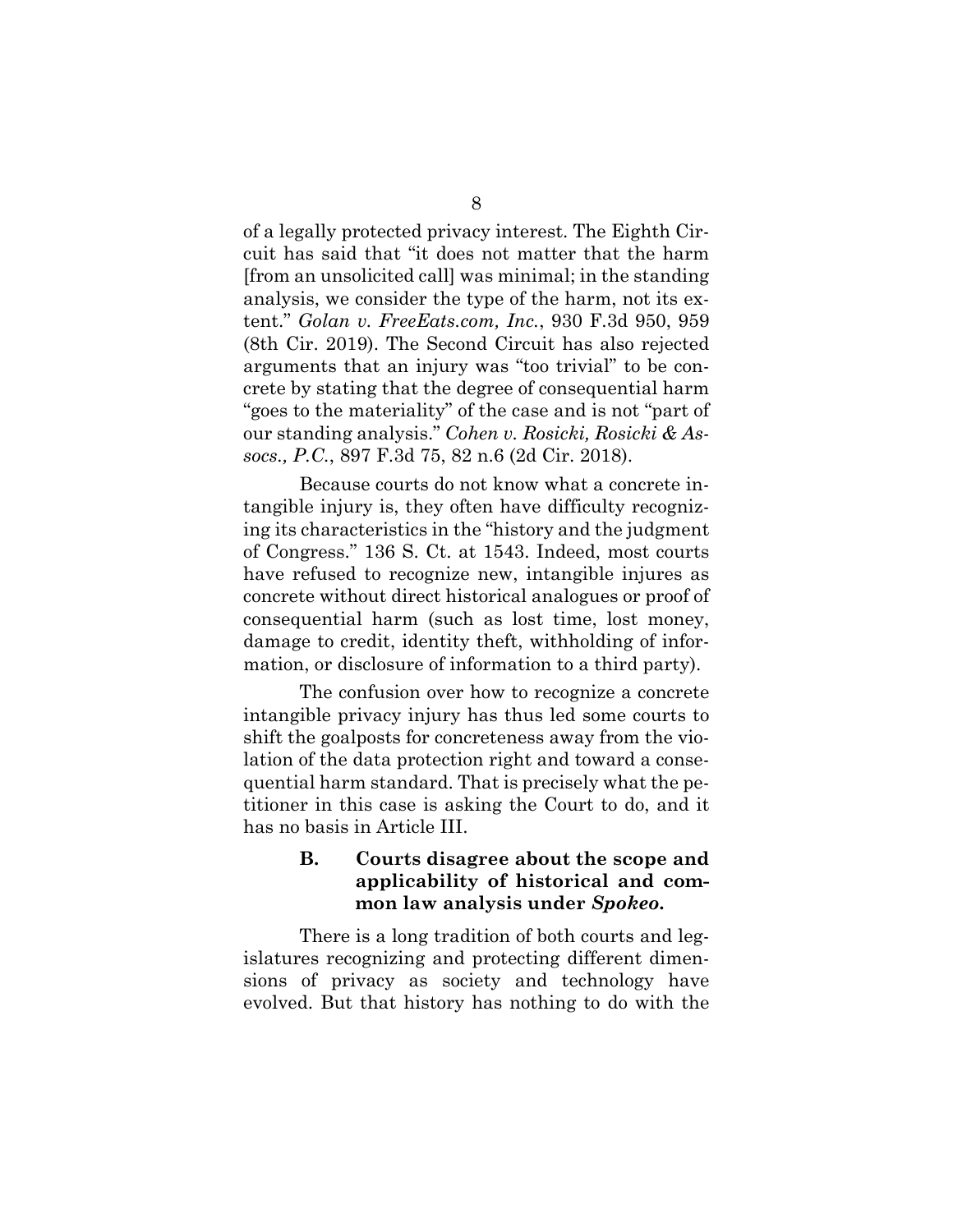of a legally protected privacy interest. The Eighth Circuit has said that "it does not matter that the harm [from an unsolicited call] was minimal; in the standing analysis, we consider the type of the harm, not its extent." *Golan v. FreeEats.com, Inc.*, 930 F.3d 950, 959 (8th Cir. 2019). The Second Circuit has also rejected arguments that an injury was "too trivial" to be concrete by stating that the degree of consequential harm "goes to the materiality" of the case and is not "part of our standing analysis." *Cohen v. Rosicki, Rosicki & Assocs., P.C.*, 897 F.3d 75, 82 n.6 (2d Cir. 2018).

Because courts do not know what a concrete intangible injury is, they often have difficulty recognizing its characteristics in the "history and the judgment of Congress." 136 S. Ct. at 1543. Indeed, most courts have refused to recognize new, intangible injures as concrete without direct historical analogues or proof of consequential harm (such as lost time, lost money, damage to credit, identity theft, withholding of information, or disclosure of information to a third party).

The confusion over how to recognize a concrete intangible privacy injury has thus led some courts to shift the goalposts for concreteness away from the violation of the data protection right and toward a consequential harm standard. That is precisely what the petitioner in this case is asking the Court to do, and it has no basis in Article III.

### B. Courts disagree about the scope and applicability of historical and common law analysis under *Spokeo.*

There is a long tradition of both courts and legislatures recognizing and protecting different dimensions of privacy as society and technology have evolved. But that history has nothing to do with the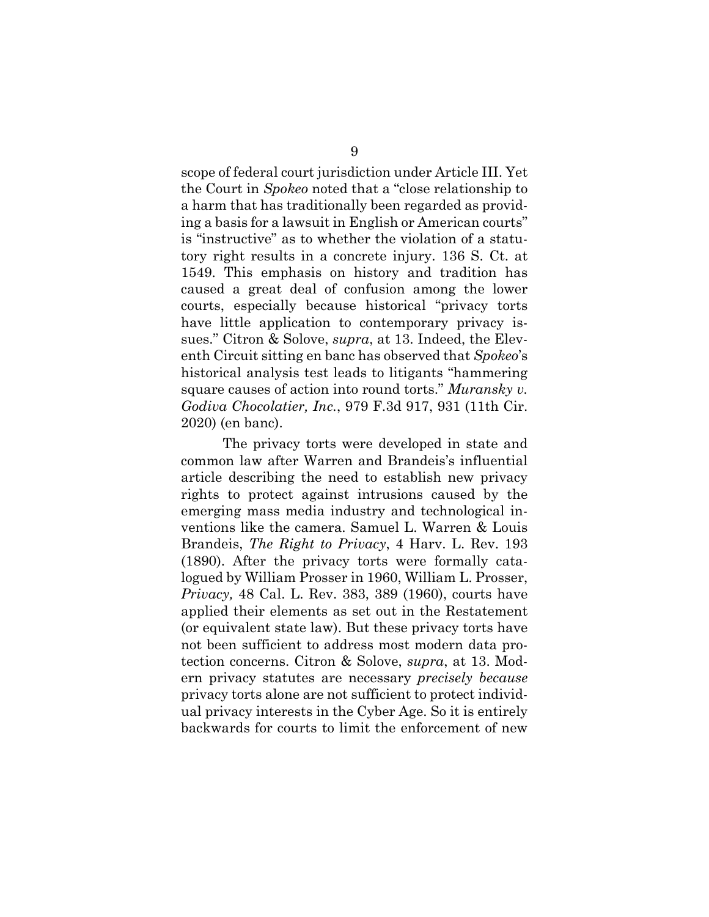scope of federal court jurisdiction under Article III. Yet the Court in *Spokeo* noted that a "close relationship to a harm that has traditionally been regarded as providing a basis for a lawsuit in English or American courts" is "instructive" as to whether the violation of a statutory right results in a concrete injury. 136 S. Ct. at 1549. This emphasis on history and tradition has caused a great deal of confusion among the lower courts, especially because historical "privacy torts have little application to contemporary privacy issues." Citron & Solove, *supra*, at 13. Indeed, the Eleventh Circuit sitting en banc has observed that *Spokeo*'s historical analysis test leads to litigants "hammering square causes of action into round torts." *Muransky v. Godiva Chocolatier, Inc.*, 979 F.3d 917, 931 (11th Cir. 2020) (en banc).

The privacy torts were developed in state and common law after Warren and Brandeis's influential article describing the need to establish new privacy rights to protect against intrusions caused by the emerging mass media industry and technological inventions like the camera. Samuel L. Warren & Louis Brandeis, *The Right to Privacy*, 4 Harv. L. Rev. 193 (1890). After the privacy torts were formally catalogued by William Prosser in 1960, William L. Prosser, *Privacy,* 48 Cal. L. Rev. 383, 389 (1960), courts have applied their elements as set out in the Restatement (or equivalent state law). But these privacy torts have not been sufficient to address most modern data protection concerns. Citron & Solove, *supra*, at 13. Modern privacy statutes are necessary *precisely because* privacy torts alone are not sufficient to protect individual privacy interests in the Cyber Age. So it is entirely backwards for courts to limit the enforcement of new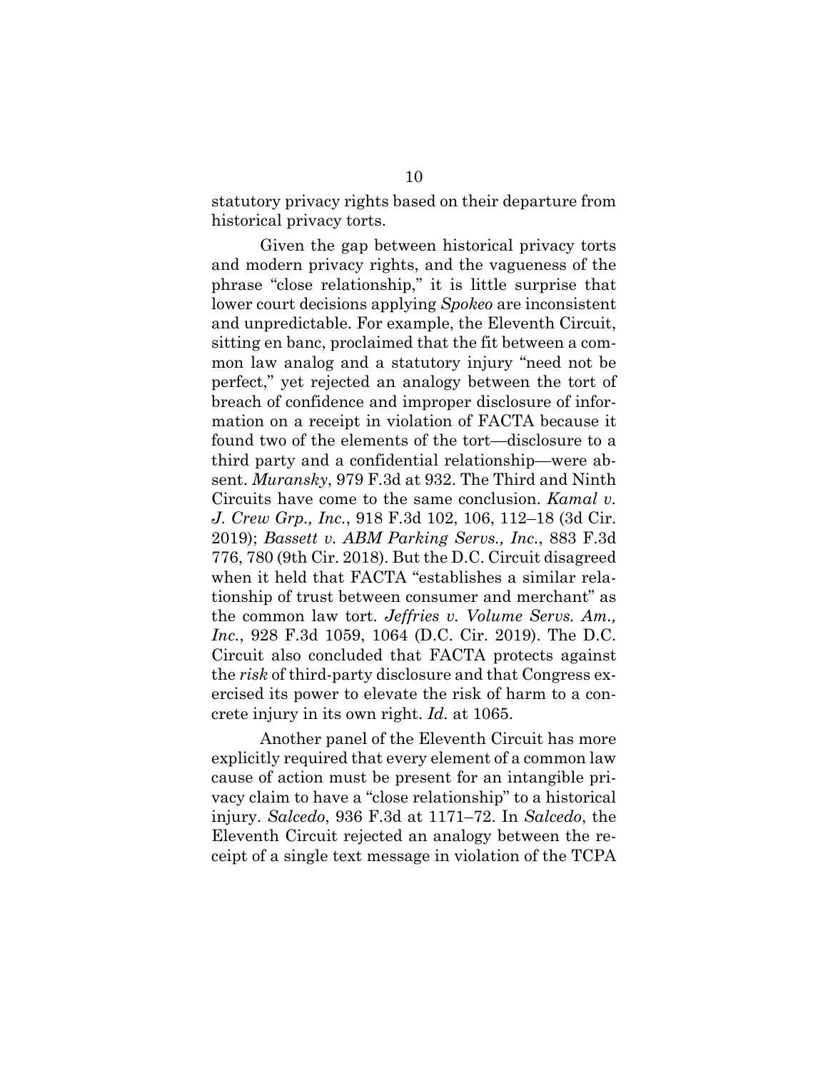statutory privacy rights based on their departure from historical privacy torts.

Given the gap between historical privacy torts and modern privacy rights, and the vagueness of the phrase "close relationship," it is little surprise that lower court decisions applying *Spokeo* are inconsistent and unpredictable. For example, the Eleventh Circuit, sitting en banc, proclaimed that the fit between a common law analog and a statutory injury "need not be perfect," yet rejected an analogy between the tort of breach of confidence and improper disclosure of information on a receipt in violation of FACTA because it found two of the elements of the tort—disclosure to a third party and a confidential relationship—were absent. *Muransky*, 979 F.3d at 932. The Third and Ninth Circuits have come to the same conclusion. *Kamal v. J. Crew Grp., Inc.*, 918 F.3d 102, 106, 112–18 (3d Cir. 2019); *Bassett v. ABM Parking Servs., Inc.*, 883 F.3d 776, 780 (9th Cir. 2018). But the D.C. Circuit disagreed when it held that FACTA "establishes a similar relationship of trust between consumer and merchant" as the common law tort. *Jeffries v. Volume Servs. Am., Inc.*, 928 F.3d 1059, 1064 (D.C. Cir. 2019). The D.C. Circuit also concluded that FACTA protects against the *risk* of third-party disclosure and that Congress exercised its power to elevate the risk of harm to a concrete injury in its own right. *Id.* at 1065.

Another panel of the Eleventh Circuit has more explicitly required that every element of a common law cause of action must be present for an intangible privacy claim to have a "close relationship" to a historical injury. *Salcedo*, 936 F.3d at 1171–72. In *Salcedo*, the Eleventh Circuit rejected an analogy between the receipt of a single text message in violation of the TCPA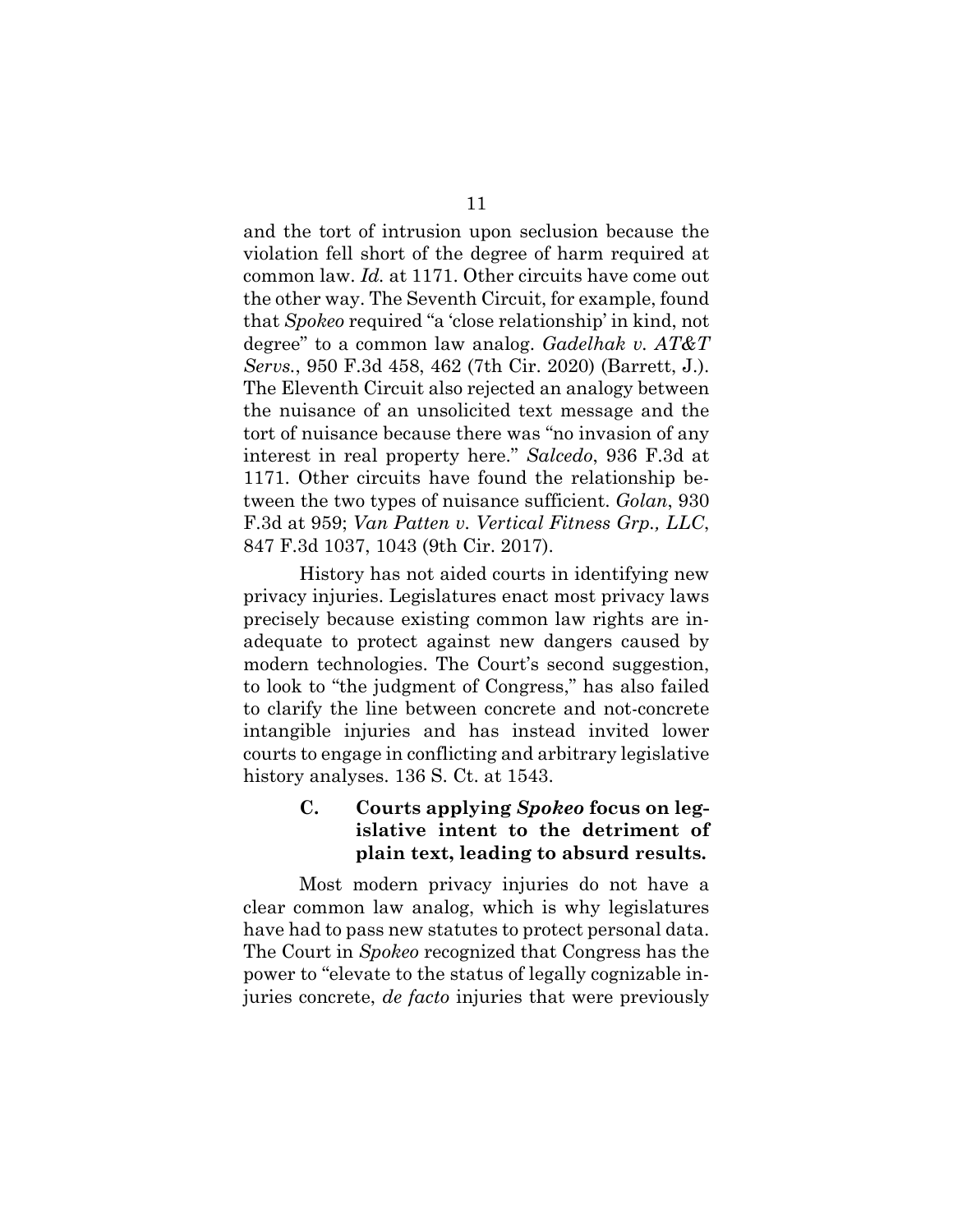and the tort of intrusion upon seclusion because the violation fell short of the degree of harm required at common law. *Id.* at 1171. Other circuits have come out the other way. The Seventh Circuit, for example, found that *Spokeo* required "a 'close relationship' in kind, not degree" to a common law analog. *Gadelhak v. AT&T Servs.*, 950 F.3d 458, 462 (7th Cir. 2020) (Barrett, J.). The Eleventh Circuit also rejected an analogy between the nuisance of an unsolicited text message and the tort of nuisance because there was "no invasion of any interest in real property here." *Salcedo*, 936 F.3d at 1171. Other circuits have found the relationship between the two types of nuisance sufficient. *Golan*, 930 F.3d at 959; *Van Patten v. Vertical Fitness Grp., LLC*, 847 F.3d 1037, 1043 (9th Cir. 2017).

History has not aided courts in identifying new privacy injuries. Legislatures enact most privacy laws precisely because existing common law rights are inadequate to protect against new dangers caused by modern technologies. The Court's second suggestion, to look to "the judgment of Congress," has also failed to clarify the line between concrete and not-concrete intangible injuries and has instead invited lower courts to engage in conflicting and arbitrary legislative history analyses. 136 S. Ct. at 1543.

### C. Courts applying *Spokeo* focus on legislative intent to the detriment of plain text, leading to absurd results.

Most modern privacy injuries do not have a clear common law analog, which is why legislatures have had to pass new statutes to protect personal data. The Court in *Spokeo* recognized that Congress has the power to "elevate to the status of legally cognizable injuries concrete, *de facto* injuries that were previously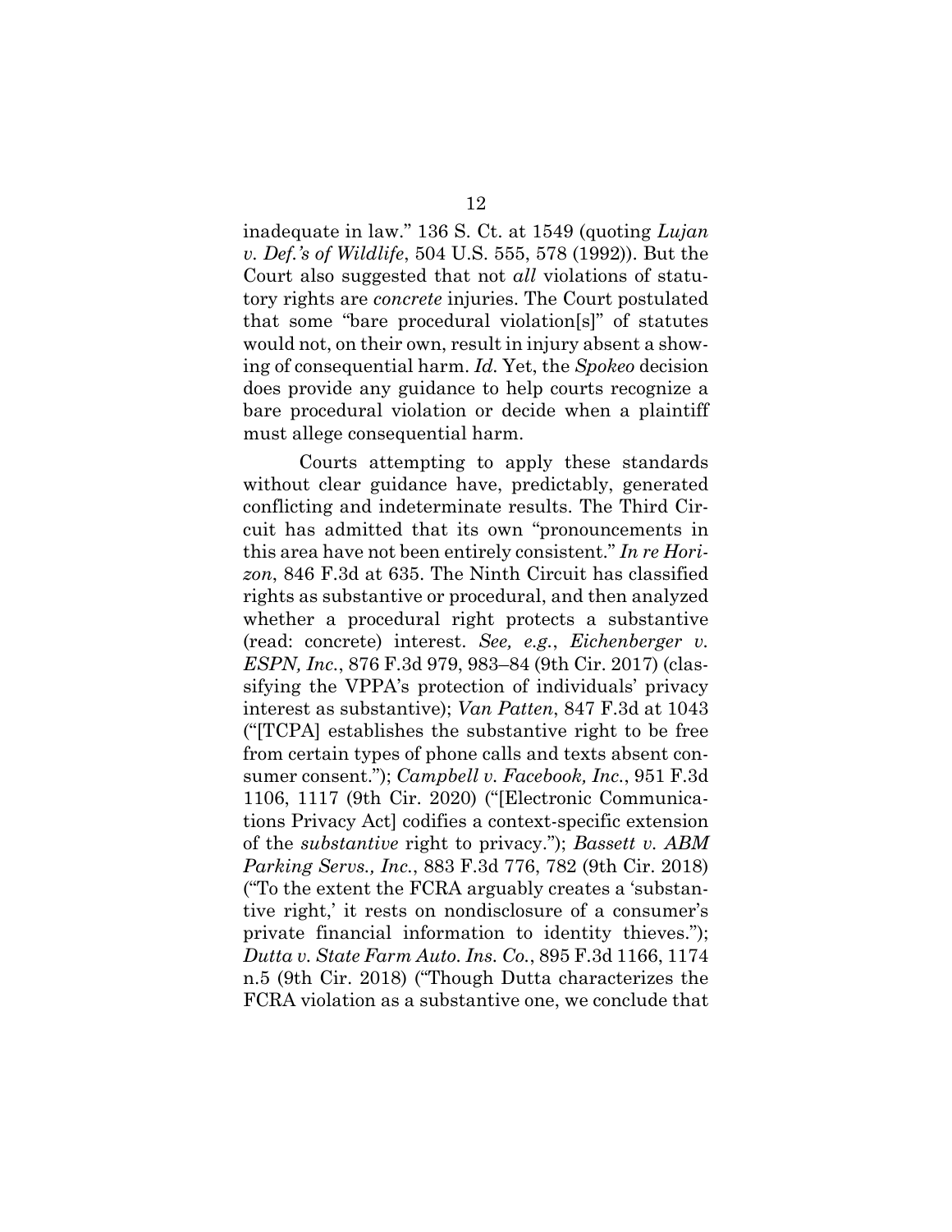inadequate in law." 136 S. Ct. at 1549 (quoting *Lujan v. Def.'s of Wildlife*, 504 U.S. 555, 578 (1992)). But the Court also suggested that not *all* violations of statutory rights are *concrete* injuries. The Court postulated that some "bare procedural violation[s]" of statutes would not, on their own, result in injury absent a showing of consequential harm. *Id.* Yet, the *Spokeo* decision does provide any guidance to help courts recognize a bare procedural violation or decide when a plaintiff must allege consequential harm.

Courts attempting to apply these standards without clear guidance have, predictably, generated conflicting and indeterminate results. The Third Circuit has admitted that its own "pronouncements in this area have not been entirely consistent." *In re Horizon*, 846 F.3d at 635. The Ninth Circuit has classified rights as substantive or procedural, and then analyzed whether a procedural right protects a substantive (read: concrete) interest. *See, e.g.*, *Eichenberger v. ESPN, Inc.*, 876 F.3d 979, 983–84 (9th Cir. 2017) (classifying the VPPA's protection of individuals' privacy interest as substantive); *Van Patten*, 847 F.3d at 1043 ("[TCPA] establishes the substantive right to be free from certain types of phone calls and texts absent consumer consent."); *Campbell v. Facebook, Inc.*, 951 F.3d 1106, 1117 (9th Cir. 2020) ("[Electronic Communications Privacy Act] codifies a context-specific extension of the *substantive* right to privacy."); *Bassett v. ABM Parking Servs., Inc.*, 883 F.3d 776, 782 (9th Cir. 2018) ("To the extent the FCRA arguably creates a 'substantive right,' it rests on nondisclosure of a consumer's private financial information to identity thieves."); *Dutta v. State Farm Auto. Ins. Co.*, 895 F.3d 1166, 1174 n.5 (9th Cir. 2018) ("Though Dutta characterizes the FCRA violation as a substantive one, we conclude that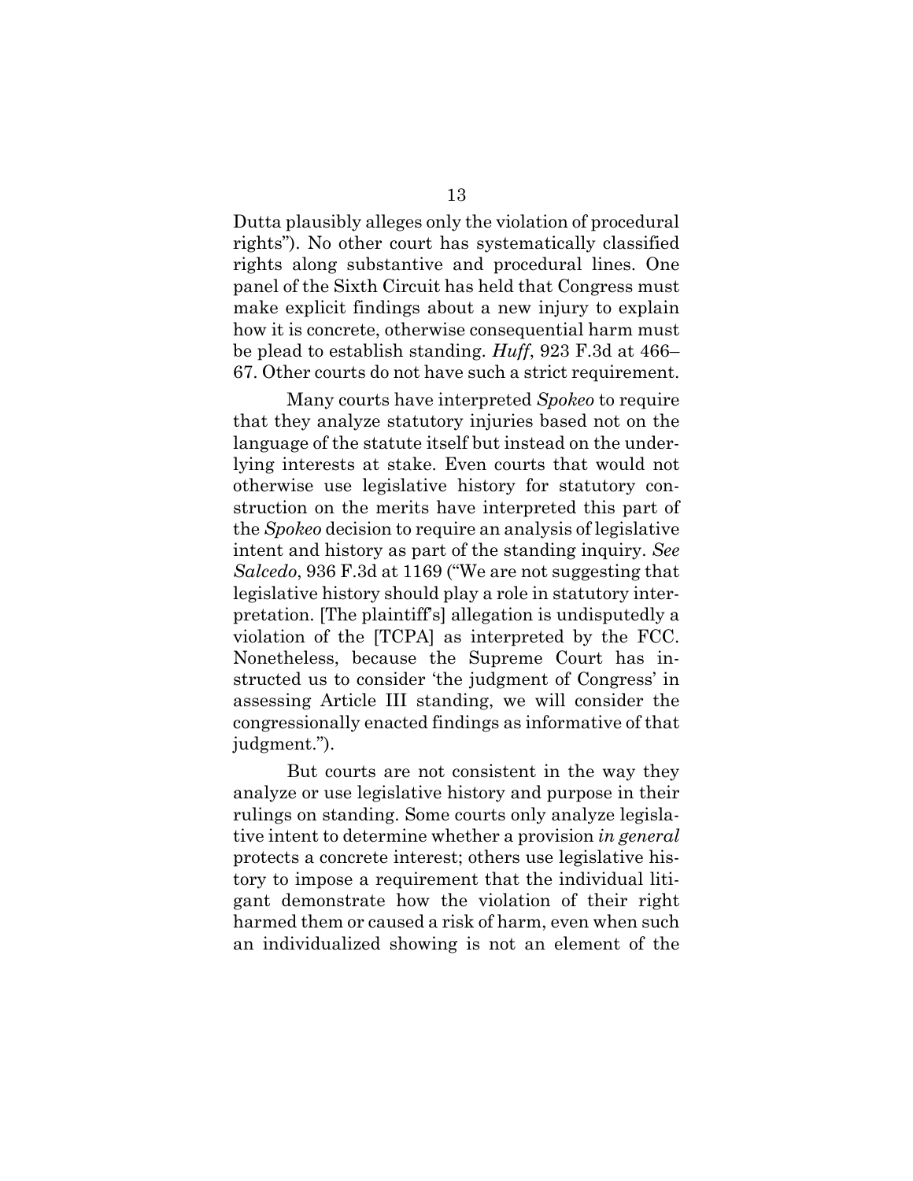Dutta plausibly alleges only the violation of procedural rights"). No other court has systematically classified rights along substantive and procedural lines. One panel of the Sixth Circuit has held that Congress must make explicit findings about a new injury to explain how it is concrete, otherwise consequential harm must be plead to establish standing. *Huff*, 923 F.3d at 466–67. Other courts do not have such a strict requirement.

Many courts have interpreted *Spokeo* to require that they analyze statutory injuries based not on the language of the statute itself but instead on the underlying interests at stake. Even courts that would not otherwise use legislative history for statutory construction on the merits have interpreted this part of the *Spokeo* decision to require an analysis of legislative intent and history as part of the standing inquiry. *See Salcedo*, 936 F.3d at 1169 ("We are not suggesting that legislative history should play a role in statutory interpretation. [The plaintiff's] allegation is undisputedly a violation of the [TCPA] as interpreted by the FCC. Nonetheless, because the Supreme Court has instructed us to consider 'the judgment of Congress' in assessing Article III standing, we will consider the congressionally enacted findings as informative of that judgment.").

But courts are not consistent in the way they analyze or use legislative history and purpose in their rulings on standing. Some courts only analyze legislative intent to determine whether a provision *in general* protects a concrete interest; others use legislative history to impose a requirement that the individual litigant demonstrate how the violation of their right harmed them or caused a risk of harm, even when such an individualized showing is not an element of the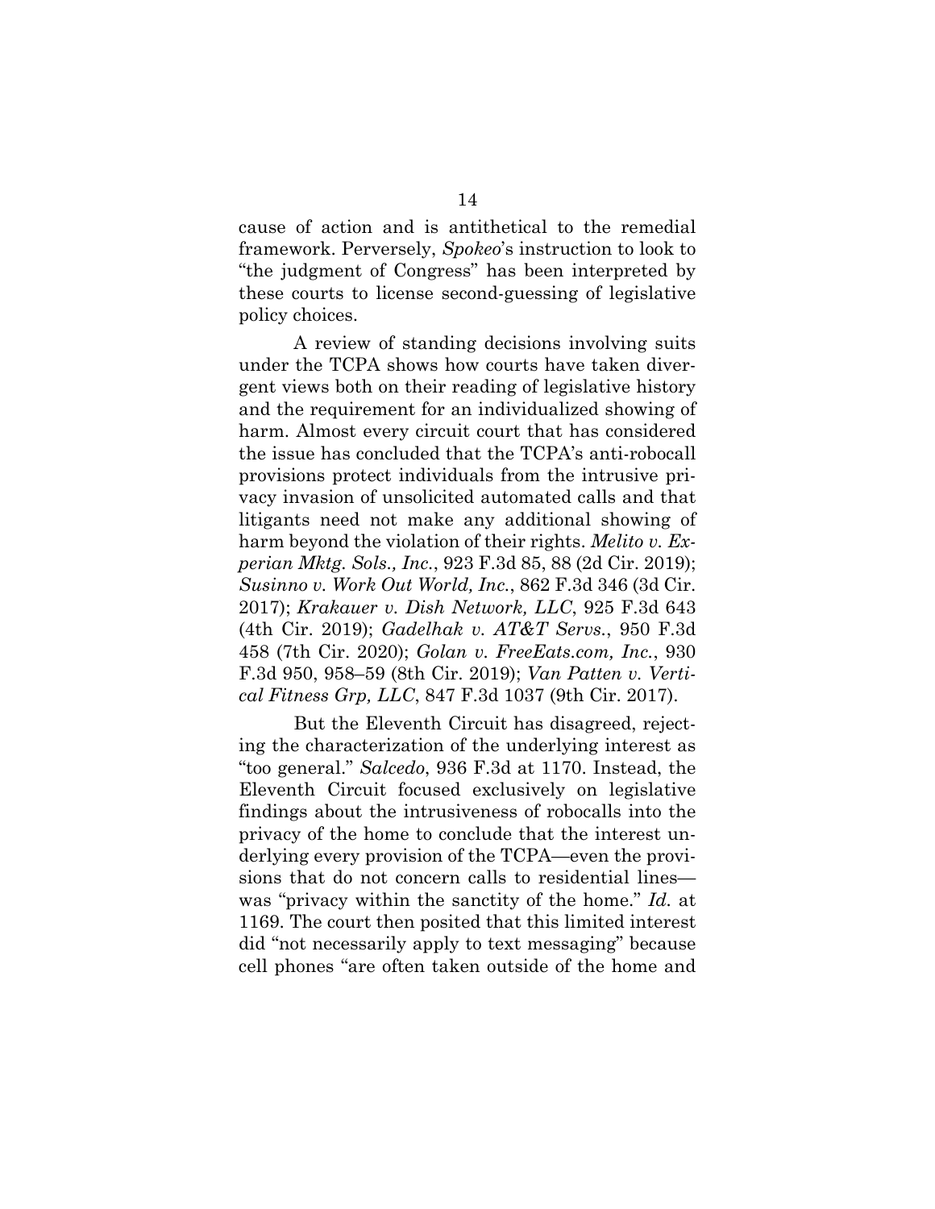cause of action and is antithetical to the remedial framework. Perversely, *Spokeo*'s instruction to look to "the judgment of Congress" has been interpreted by these courts to license second-guessing of legislative policy choices.

A review of standing decisions involving suits under the TCPA shows how courts have taken divergent views both on their reading of legislative history and the requirement for an individualized showing of harm. Almost every circuit court that has considered the issue has concluded that the TCPA's anti-robocall provisions protect individuals from the intrusive privacy invasion of unsolicited automated calls and that litigants need not make any additional showing of harm beyond the violation of their rights. *Melito v. Experian Mktg. Sols., Inc.*, 923 F.3d 85, 88 (2d Cir. 2019); *Susinno v. Work Out World, Inc.*, 862 F.3d 346 (3d Cir. 2017); *Krakauer v. Dish Network, LLC*, 925 F.3d 643 (4th Cir. 2019); *Gadelhak v. AT&T Servs.*, 950 F.3d 458 (7th Cir. 2020); *Golan v. FreeEats.com, Inc.*, 930 F.3d 950, 958–59 (8th Cir. 2019); *Van Patten v. Vertical Fitness Grp, LLC*, 847 F.3d 1037 (9th Cir. 2017).

But the Eleventh Circuit has disagreed, rejecting the characterization of the underlying interest as "too general." *Salcedo*, 936 F.3d at 1170. Instead, the Eleventh Circuit focused exclusively on legislative findings about the intrusiveness of robocalls into the privacy of the home to conclude that the interest underlying every provision of the TCPA—even the provisions that do not concern calls to residential lines—was "privacy within the sanctity of the home." *Id.* at 1169. The court then posited that this limited interest did "not necessarily apply to text messaging" because cell phones "are often taken outside of the home and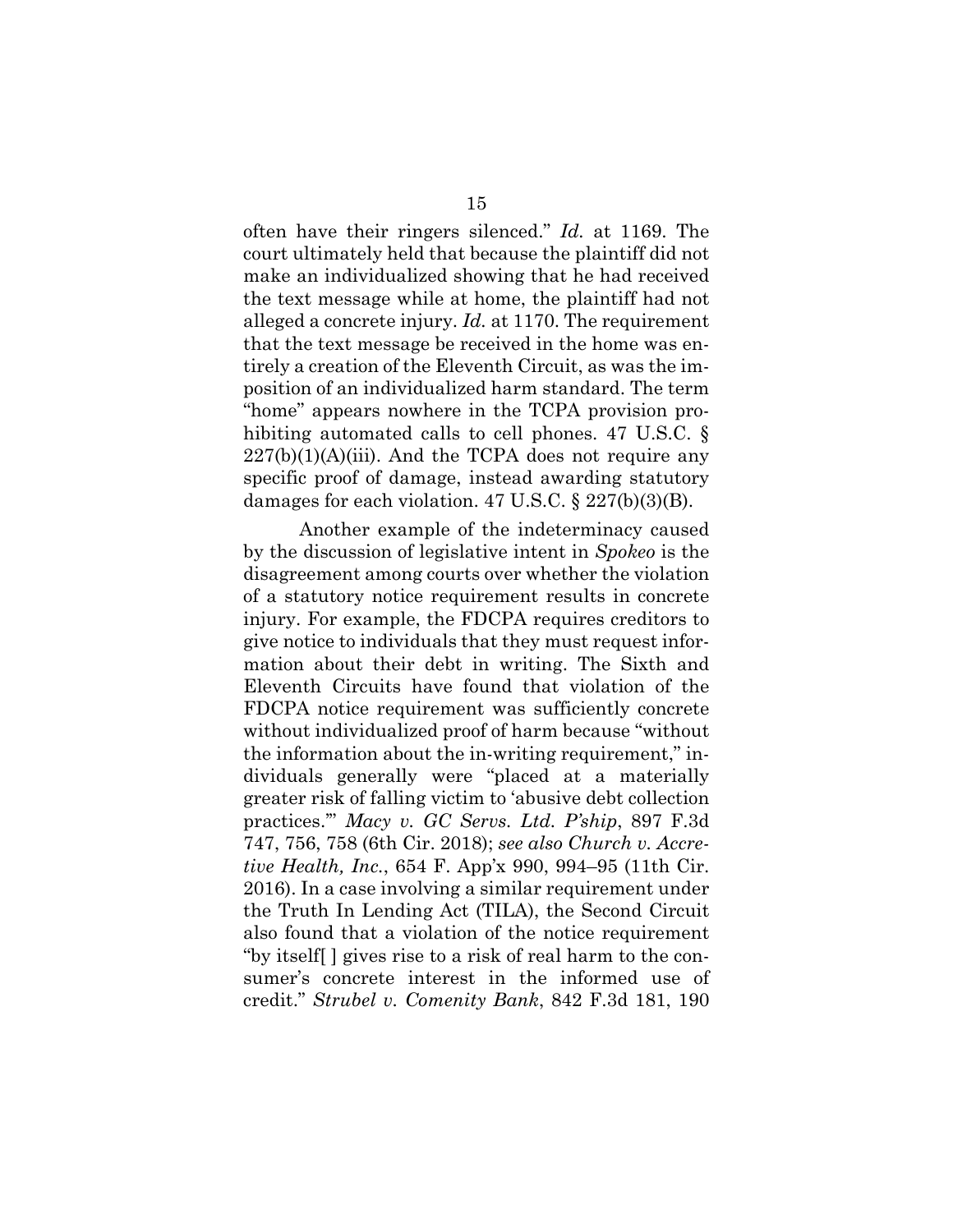often have their ringers silenced." *Id.* at 1169. The court ultimately held that because the plaintiff did not make an individualized showing that he had received the text message while at home, the plaintiff had not alleged a concrete injury. *Id.* at 1170. The requirement that the text message be received in the home was entirely a creation of the Eleventh Circuit, as was the imposition of an individualized harm standard. The term "home" appears nowhere in the TCPA provision prohibiting automated calls to cell phones. 47 U.S.C. § 227(b)(1)(A)(iii). And the TCPA does not require any specific proof of damage, instead awarding statutory damages for each violation. 47 U.S.C. § 227(b)(3)(B).

Another example of the indeterminacy caused by the discussion of legislative intent in *Spokeo* is the disagreement among courts over whether the violation of a statutory notice requirement results in concrete injury. For example, the FDCPA requires creditors to give notice to individuals that they must request information about their debt in writing. The Sixth and Eleventh Circuits have found that violation of the FDCPA notice requirement was sufficiently concrete without individualized proof of harm because "without the information about the in-writing requirement," individuals generally were "placed at a materially greater risk of falling victim to 'abusive debt collection practices.'" *Macy v. GC Servs. Ltd. P'ship*, 897 F.3d 747, 756, 758 (6th Cir. 2018); *see also Church v. Accretive Health, Inc.*, 654 F. App'x 990, 994–95 (11th Cir. 2016). In a case involving a similar requirement under the Truth In Lending Act (TILA), the Second Circuit also found that a violation of the notice requirement "by itself[ ] gives rise to a risk of real harm to the consumer's concrete interest in the informed use of credit." *Strubel v. Comenity Bank*, 842 F.3d 181, 190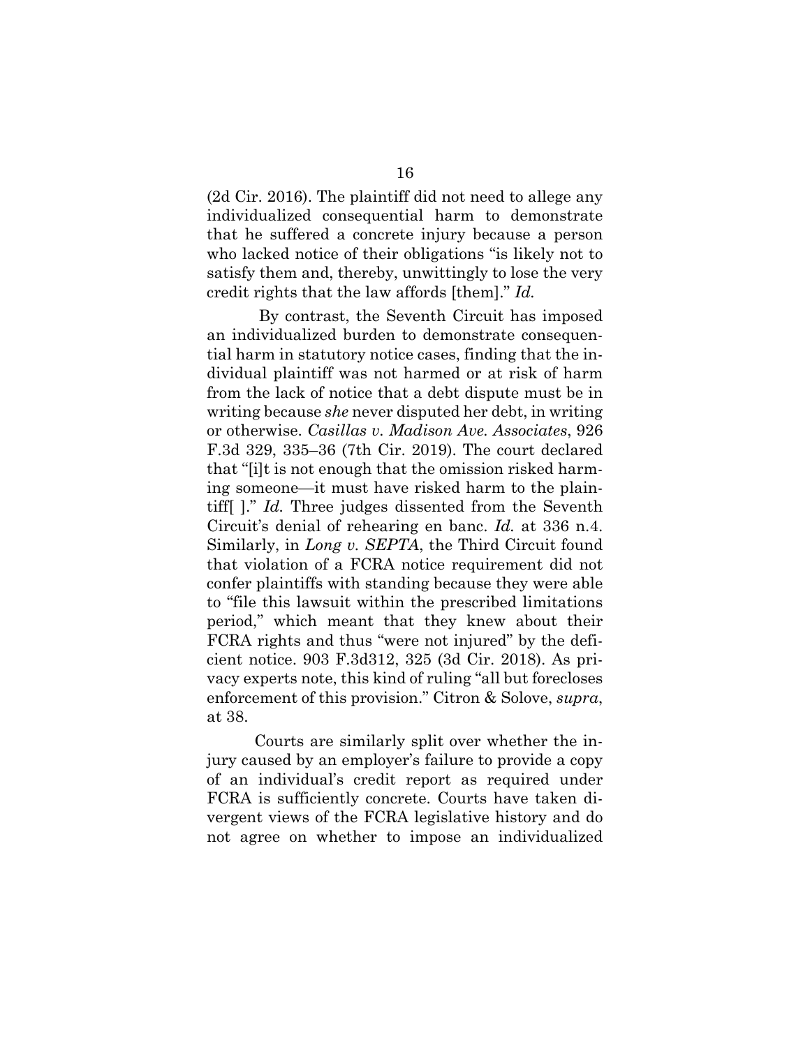(2d Cir. 2016). The plaintiff did not need to allege any individualized consequential harm to demonstrate that he suffered a concrete injury because a person who lacked notice of their obligations "is likely not to satisfy them and, thereby, unwittingly to lose the very credit rights that the law affords [them]." *Id.*

By contrast, the Seventh Circuit has imposed an individualized burden to demonstrate consequential harm in statutory notice cases, finding that the individual plaintiff was not harmed or at risk of harm from the lack of notice that a debt dispute must be in writing because *she* never disputed her debt, in writing or otherwise. *Casillas v. Madison Ave. Associates*, 926 F.3d 329, 335–36 (7th Cir. 2019). The court declared that "[i]t is not enough that the omission risked harming someone—it must have risked harm to the plaintiff[ ]." *Id.* Three judges dissented from the Seventh Circuit's denial of rehearing en banc. *Id.* at 336 n.4. Similarly, in *Long v. SEPTA*, the Third Circuit found that violation of a FCRA notice requirement did not confer plaintiffs with standing because they were able to "file this lawsuit within the prescribed limitations period," which meant that they knew about their FCRA rights and thus "were not injured" by the deficient notice. 903 F.3d312, 325 (3d Cir. 2018). As privacy experts note, this kind of ruling "all but forecloses enforcement of this provision." Citron & Solove, *supra*, at 38.

Courts are similarly split over whether the injury caused by an employer's failure to provide a copy of an individual's credit report as required under FCRA is sufficiently concrete. Courts have taken divergent views of the FCRA legislative history and do not agree on whether to impose an individualized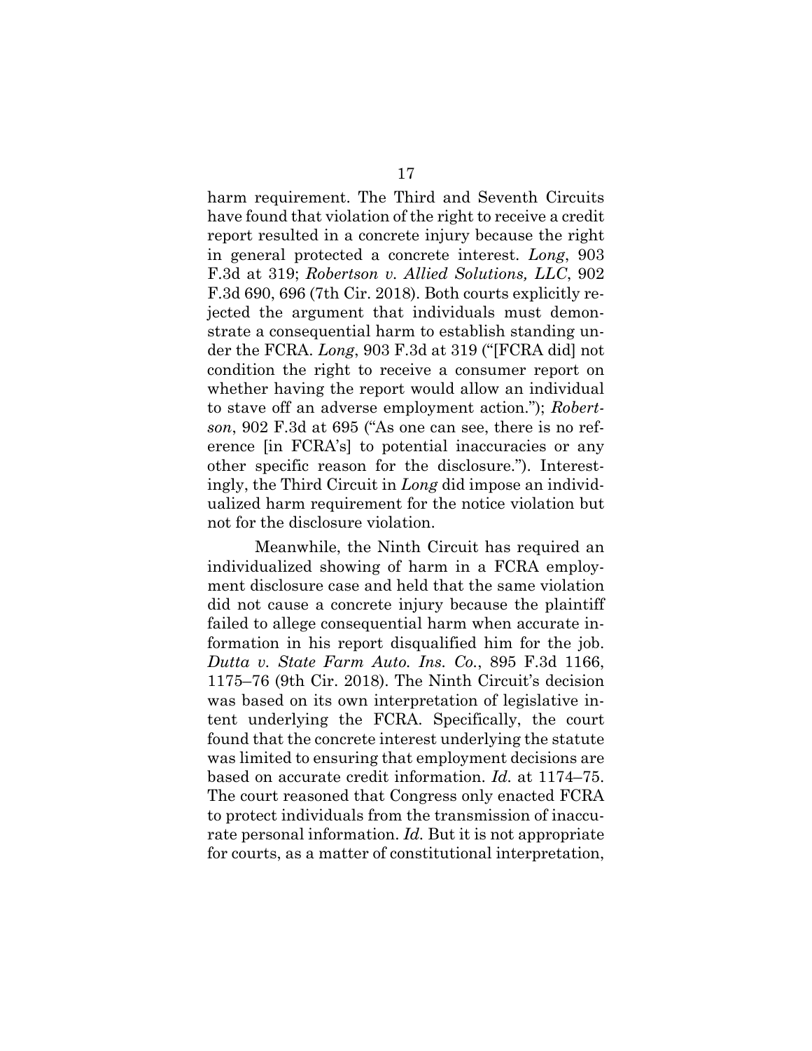harm requirement. The Third and Seventh Circuits have found that violation of the right to receive a credit report resulted in a concrete injury because the right in general protected a concrete interest. *Long*, 903 F.3d at 319; *Robertson v. Allied Solutions, LLC*, 902 F.3d 690, 696 (7th Cir. 2018). Both courts explicitly rejected the argument that individuals must demonstrate a consequential harm to establish standing under the FCRA. *Long*, 903 F.3d at 319 ("[FCRA did] not condition the right to receive a consumer report on whether having the report would allow an individual to stave off an adverse employment action."); *Robertson*, 902 F.3d at 695 ("As one can see, there is no reference [in FCRA's] to potential inaccuracies or any other specific reason for the disclosure."). Interestingly, the Third Circuit in *Long* did impose an individualized harm requirement for the notice violation but not for the disclosure violation.

Meanwhile, the Ninth Circuit has required an individualized showing of harm in a FCRA employment disclosure case and held that the same violation did not cause a concrete injury because the plaintiff failed to allege consequential harm when accurate information in his report disqualified him for the job. *Dutta v. State Farm Auto. Ins. Co.*, 895 F.3d 1166, 1175–76 (9th Cir. 2018). The Ninth Circuit's decision was based on its own interpretation of legislative intent underlying the FCRA. Specifically, the court found that the concrete interest underlying the statute was limited to ensuring that employment decisions are based on accurate credit information. *Id.* at 1174–75. The court reasoned that Congress only enacted FCRA to protect individuals from the transmission of inaccurate personal information. *Id.* But it is not appropriate for courts, as a matter of constitutional interpretation,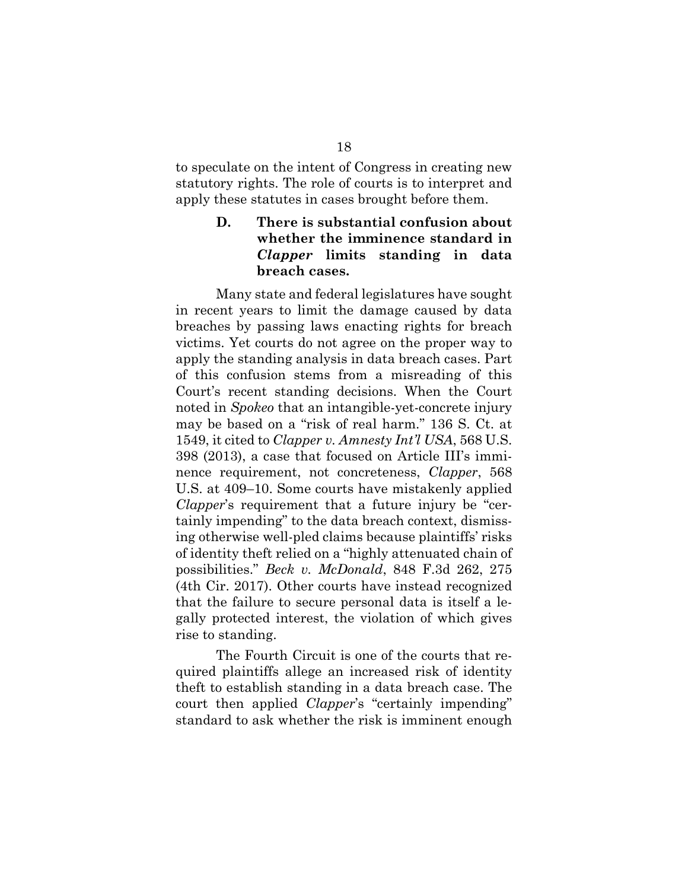to speculate on the intent of Congress in creating new statutory rights. The role of courts is to interpret and apply these statutes in cases brought before them.

### D. There is substantial confusion about whether the imminence standard in *Clapper* limits standing in data breach cases.

Many state and federal legislatures have sought in recent years to limit the damage caused by data breaches by passing laws enacting rights for breach victims. Yet courts do not agree on the proper way to apply the standing analysis in data breach cases. Part of this confusion stems from a misreading of this Court's recent standing decisions. When the Court noted in *Spokeo* that an intangible-yet-concrete injury may be based on a "risk of real harm." 136 S. Ct. at 1549, it cited to *Clapper v. Amnesty Int'l USA*, 568 U.S. 398 (2013), a case that focused on Article III's imminence requirement, not concreteness, *Clapper*, 568 U.S. at 409–10. Some courts have mistakenly applied *Clapper*'s requirement that a future injury be "certainly impending" to the data breach context, dismissing otherwise well-pled claims because plaintiffs' risks of identity theft relied on a "highly attenuated chain of possibilities." *Beck v. McDonald*, 848 F.3d 262, 275 (4th Cir. 2017). Other courts have instead recognized that the failure to secure personal data is itself a legally protected interest, the violation of which gives rise to standing.

The Fourth Circuit is one of the courts that required plaintiffs allege an increased risk of identity theft to establish standing in a data breach case. The court then applied *Clapper*'s "certainly impending" standard to ask whether the risk is imminent enough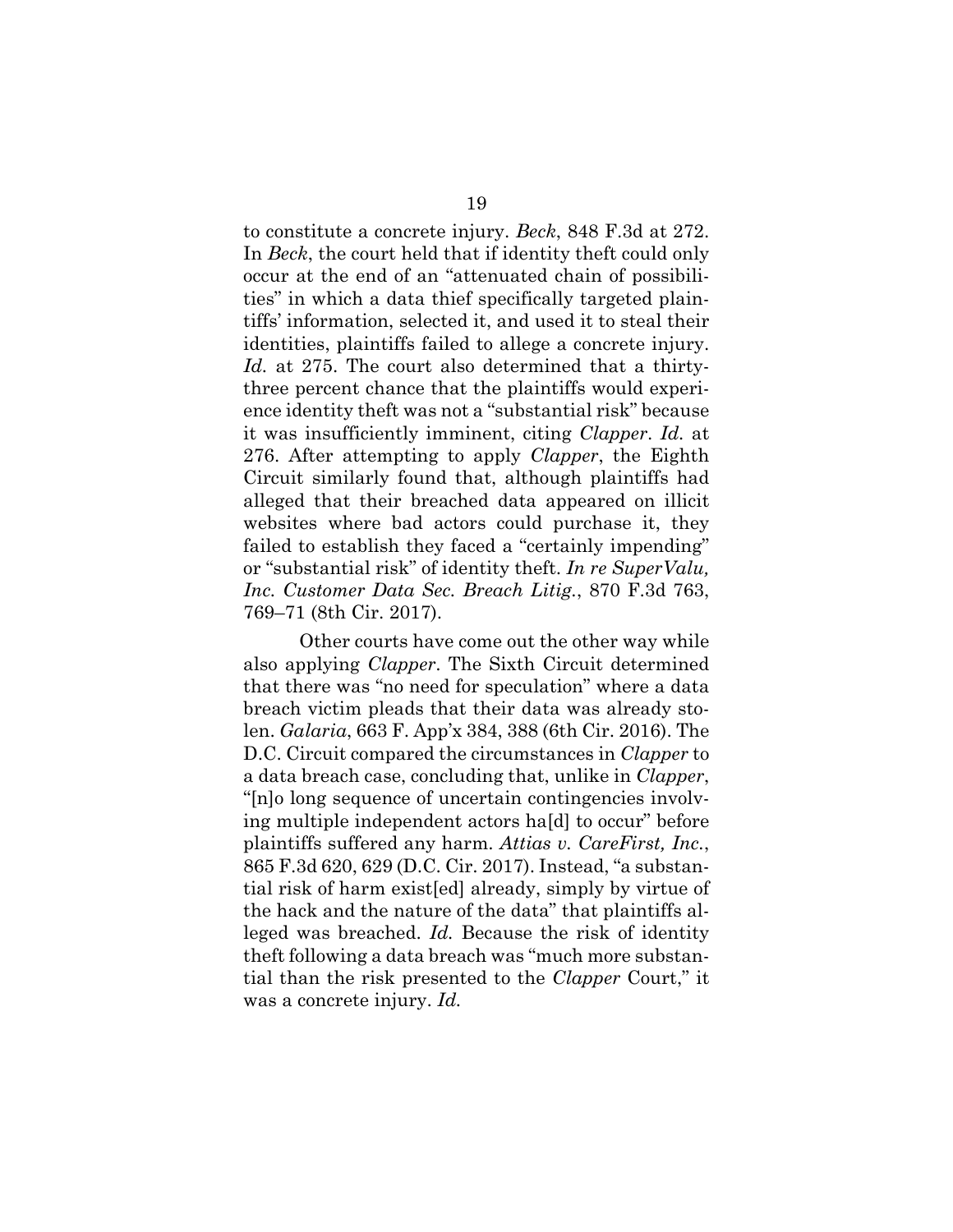to constitute a concrete injury. *Beck*, 848 F.3d at 272. In *Beck*, the court held that if identity theft could only occur at the end of an "attenuated chain of possibilities" in which a data thief specifically targeted plaintiffs' information, selected it, and used it to steal their identities, plaintiffs failed to allege a concrete injury. *Id.* at 275. The court also determined that a thirty-three percent chance that the plaintiffs would experience identity theft was not a "substantial risk" because it was insufficiently imminent, citing *Clapper*. *Id.* at 276. After attempting to apply *Clapper*, the Eighth Circuit similarly found that, although plaintiffs had alleged that their breached data appeared on illicit websites where bad actors could purchase it, they failed to establish they faced a "certainly impending" or "substantial risk" of identity theft. *In re SuperValu, Inc. Customer Data Sec. Breach Litig.*, 870 F.3d 763, 769–71 (8th Cir. 2017).

Other courts have come out the other way while also applying *Clapper*. The Sixth Circuit determined that there was "no need for speculation" where a data breach victim pleads that their data was already stolen. *Galaria*, 663 F. App'x 384, 388 (6th Cir. 2016). The D.C. Circuit compared the circumstances in *Clapper* to a data breach case, concluding that, unlike in *Clapper*, "[n]o long sequence of uncertain contingencies involving multiple independent actors ha[d] to occur" before plaintiffs suffered any harm. *Attias v. CareFirst, Inc.*, 865 F.3d 620, 629 (D.C. Cir. 2017). Instead, "a substantial risk of harm exist[ed] already, simply by virtue of the hack and the nature of the data" that plaintiffs alleged was breached. *Id.* Because the risk of identity theft following a data breach was "much more substantial than the risk presented to the *Clapper* Court," it was a concrete injury. *Id.*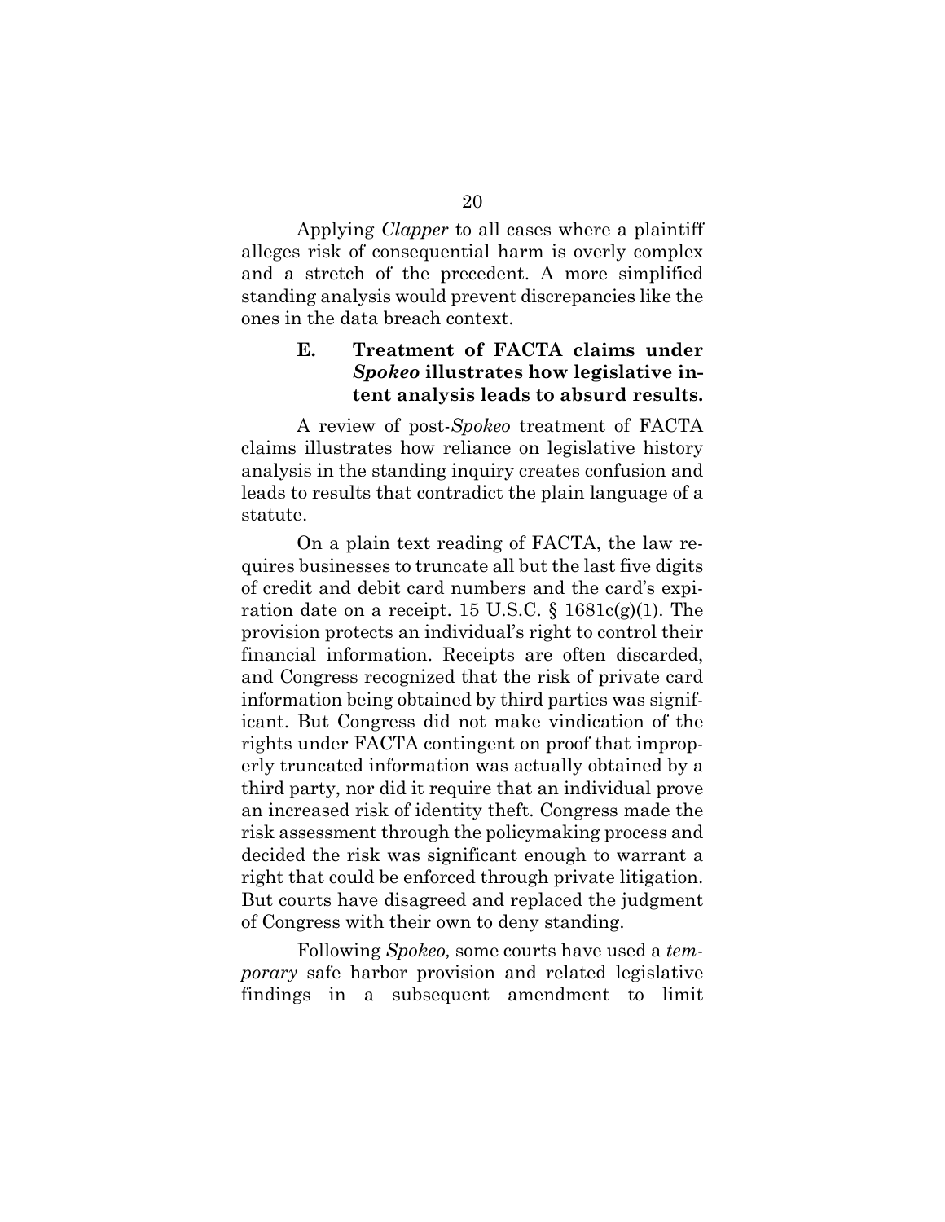Applying *Clapper* to all cases where a plaintiff alleges risk of consequential harm is overly complex and a stretch of the precedent. A more simplified standing analysis would prevent discrepancies like the ones in the data breach context.

### E. Treatment of FACTA claims under *Spokeo* illustrates how legislative intent analysis leads to absurd results.

A review of post-*Spokeo* treatment of FACTA claims illustrates how reliance on legislative history analysis in the standing inquiry creates confusion and leads to results that contradict the plain language of a statute.

On a plain text reading of FACTA, the law requires businesses to truncate all but the last five digits of credit and debit card numbers and the card's expiration date on a receipt. 15 U.S.C. § 1681c(g)(1). The provision protects an individual's right to control their financial information. Receipts are often discarded, and Congress recognized that the risk of private card information being obtained by third parties was significant. But Congress did not make vindication of the rights under FACTA contingent on proof that improperly truncated information was actually obtained by a third party, nor did it require that an individual prove an increased risk of identity theft. Congress made the risk assessment through the policymaking process and decided the risk was significant enough to warrant a right that could be enforced through private litigation. But courts have disagreed and replaced the judgment of Congress with their own to deny standing.

Following *Spokeo,* some courts have used a *temporary* safe harbor provision and related legislative findings in a subsequent amendment to limit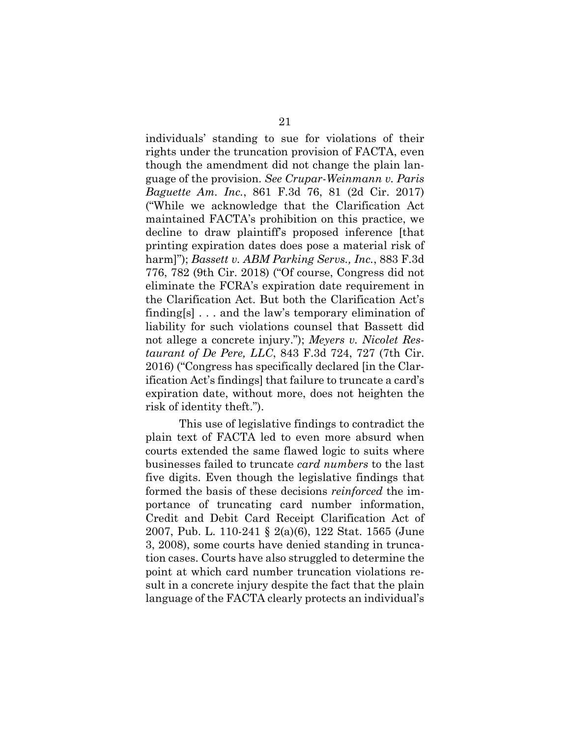individuals' standing to sue for violations of their rights under the truncation provision of FACTA, even though the amendment did not change the plain language of the provision. *See Crupar-Weinmann v. Paris Baguette Am. Inc.*, 861 F.3d 76, 81 (2d Cir. 2017) ("While we acknowledge that the Clarification Act maintained FACTA's prohibition on this practice, we decline to draw plaintiff's proposed inference [that printing expiration dates does pose a material risk of harm]"); *Bassett v. ABM Parking Servs., Inc.*, 883 F.3d 776, 782 (9th Cir. 2018) ("Of course, Congress did not eliminate the FCRA's expiration date requirement in the Clarification Act. But both the Clarification Act's finding[s] . . . and the law's temporary elimination of liability for such violations counsel that Bassett did not allege a concrete injury."); *Meyers v. Nicolet Restaurant of De Pere, LLC*, 843 F.3d 724, 727 (7th Cir. 2016) ("Congress has specifically declared [in the Clarification Act's findings] that failure to truncate a card's expiration date, without more, does not heighten the risk of identity theft.").

This use of legislative findings to contradict the plain text of FACTA led to even more absurd when courts extended the same flawed logic to suits where businesses failed to truncate *card numbers* to the last five digits. Even though the legislative findings that formed the basis of these decisions *reinforced* the importance of truncating card number information, Credit and Debit Card Receipt Clarification Act of 2007, Pub. L. 110-241 § 2(a)(6), 122 Stat. 1565 (June 3, 2008), some courts have denied standing in truncation cases. Courts have also struggled to determine the point at which card number truncation violations result in a concrete injury despite the fact that the plain language of the FACTA clearly protects an individual's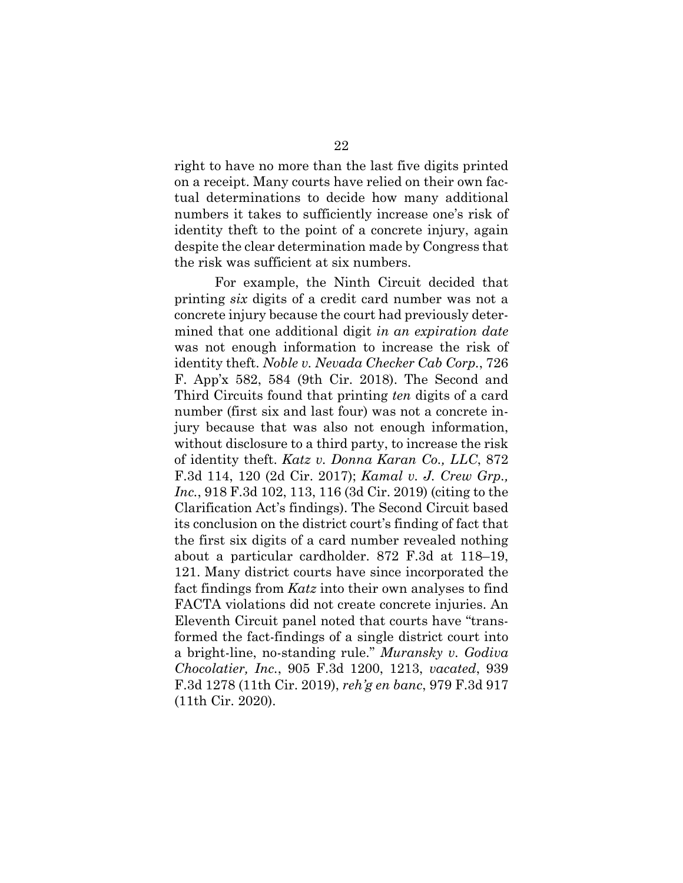right to have no more than the last five digits printed on a receipt. Many courts have relied on their own factual determinations to decide how many additional numbers it takes to sufficiently increase one's risk of identity theft to the point of a concrete injury, again despite the clear determination made by Congress that the risk was sufficient at six numbers.

For example, the Ninth Circuit decided that printing *six* digits of a credit card number was not a concrete injury because the court had previously determined that one additional digit *in an expiration date* was not enough information to increase the risk of identity theft. *Noble v. Nevada Checker Cab Corp.*, 726 F. App'x 582, 584 (9th Cir. 2018). The Second and Third Circuits found that printing *ten* digits of a card number (first six and last four) was not a concrete injury because that was also not enough information, without disclosure to a third party, to increase the risk of identity theft. *Katz v. Donna Karan Co., LLC*, 872 F.3d 114, 120 (2d Cir. 2017); *Kamal v. J. Crew Grp., Inc.*, 918 F.3d 102, 113, 116 (3d Cir. 2019) (citing to the Clarification Act's findings). The Second Circuit based its conclusion on the district court's finding of fact that the first six digits of a card number revealed nothing about a particular cardholder. 872 F.3d at 118–19, 121. Many district courts have since incorporated the fact findings from *Katz* into their own analyses to find FACTA violations did not create concrete injuries. An Eleventh Circuit panel noted that courts have "transformed the fact-findings of a single district court into a bright-line, no-standing rule." *Muransky v. Godiva Chocolatier, Inc.*, 905 F.3d 1200, 1213, *vacated*, 939 F.3d 1278 (11th Cir. 2019), *reh'g en banc*, 979 F.3d 917 (11th Cir. 2020).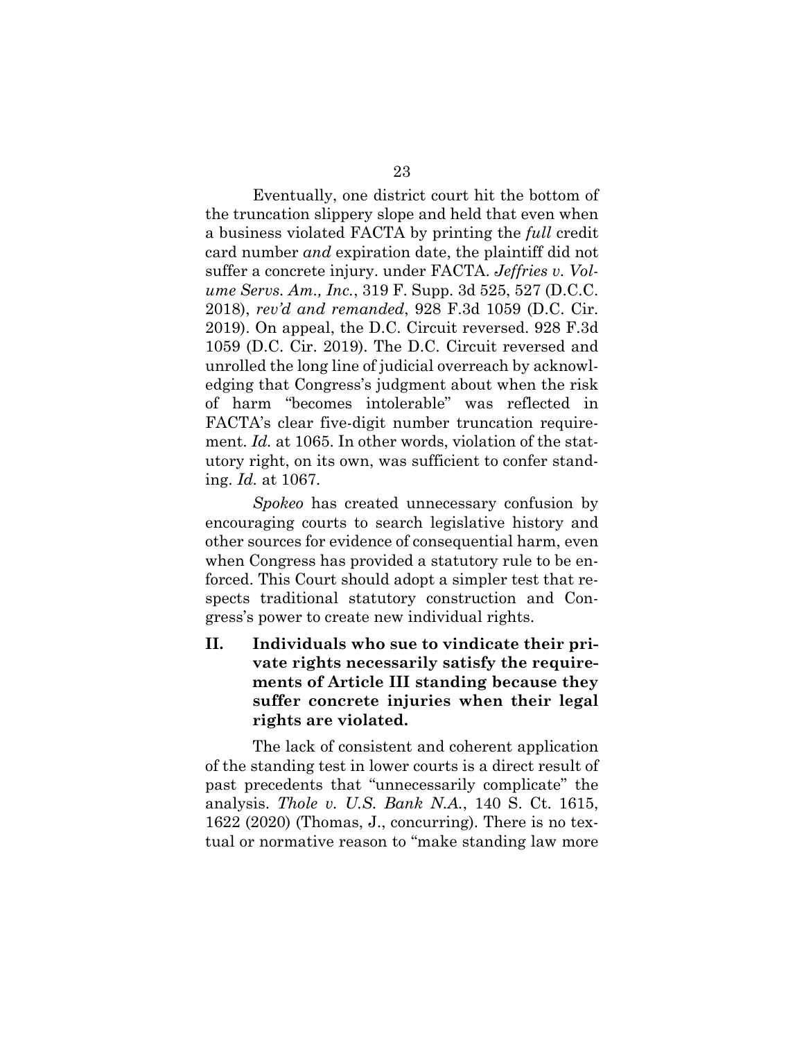Eventually, one district court hit the bottom of the truncation slippery slope and held that even when a business violated FACTA by printing the *full* credit card number *and* expiration date, the plaintiff did not suffer a concrete injury. under FACTA. *Jeffries v. Volume Servs. Am., Inc.*, 319 F. Supp. 3d 525, 527 (D.C.C. 2018), *rev'd and remanded*, 928 F.3d 1059 (D.C. Cir. 2019). On appeal, the D.C. Circuit reversed. 928 F.3d 1059 (D.C. Cir. 2019). The D.C. Circuit reversed and unrolled the long line of judicial overreach by acknowledging that Congress's judgment about when the risk of harm "becomes intolerable" was reflected in FACTA's clear five-digit number truncation requirement. *Id.* at 1065. In other words, violation of the statutory right, on its own, was sufficient to confer standing. *Id.* at 1067.

*Spokeo* has created unnecessary confusion by encouraging courts to search legislative history and other sources for evidence of consequential harm, even when Congress has provided a statutory rule to be enforced. This Court should adopt a simpler test that respects traditional statutory construction and Congress's power to create new individual rights.

## II. Individuals who sue to vindicate their private rights necessarily satisfy the requirements of Article III standing because they suffer concrete injuries when their legal rights are violated.

The lack of consistent and coherent application of the standing test in lower courts is a direct result of past precedents that "unnecessarily complicate" the analysis. *Thole v. U.S. Bank N.A.*, 140 S. Ct. 1615, 1622 (2020) (Thomas, J., concurring). There is no textual or normative reason to "make standing law more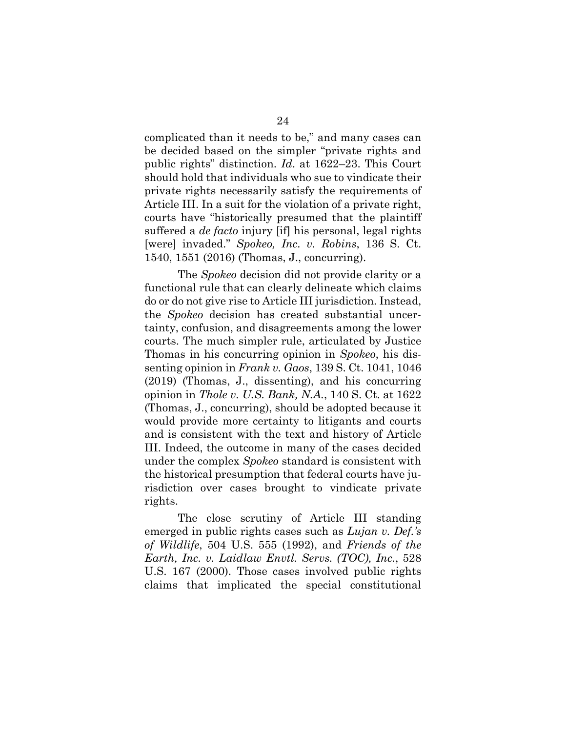complicated than it needs to be," and many cases can be decided based on the simpler "private rights and public rights" distinction. *Id*. at 1622–23. This Court should hold that individuals who sue to vindicate their private rights necessarily satisfy the requirements of Article III. In a suit for the violation of a private right, courts have "historically presumed that the plaintiff suffered a *de facto* injury [if] his personal, legal rights [were] invaded." *Spokeo, Inc. v. Robins*, 136 S. Ct. 1540, 1551 (2016) (Thomas, J., concurring).

The *Spokeo* decision did not provide clarity or a functional rule that can clearly delineate which claims do or do not give rise to Article III jurisdiction. Instead, the *Spokeo* decision has created substantial uncertainty, confusion, and disagreements among the lower courts. The much simpler rule, articulated by Justice Thomas in his concurring opinion in *Spokeo*, his dissenting opinion in *Frank v. Gaos*, 139 S. Ct. 1041, 1046 (2019) (Thomas, J., dissenting), and his concurring opinion in *Thole v. U.S. Bank, N.A.*, 140 S. Ct. at 1622 (Thomas, J., concurring), should be adopted because it would provide more certainty to litigants and courts and is consistent with the text and history of Article III. Indeed, the outcome in many of the cases decided under the complex *Spokeo* standard is consistent with the historical presumption that federal courts have jurisdiction over cases brought to vindicate private rights.

The close scrutiny of Article III standing emerged in public rights cases such as *Lujan v. Def.'s of Wildlife*, 504 U.S. 555 (1992), and *Friends of the Earth, Inc. v. Laidlaw Envtl. Servs. (TOC), Inc.*, 528 U.S. 167 (2000). Those cases involved public rights claims that implicated the special constitutional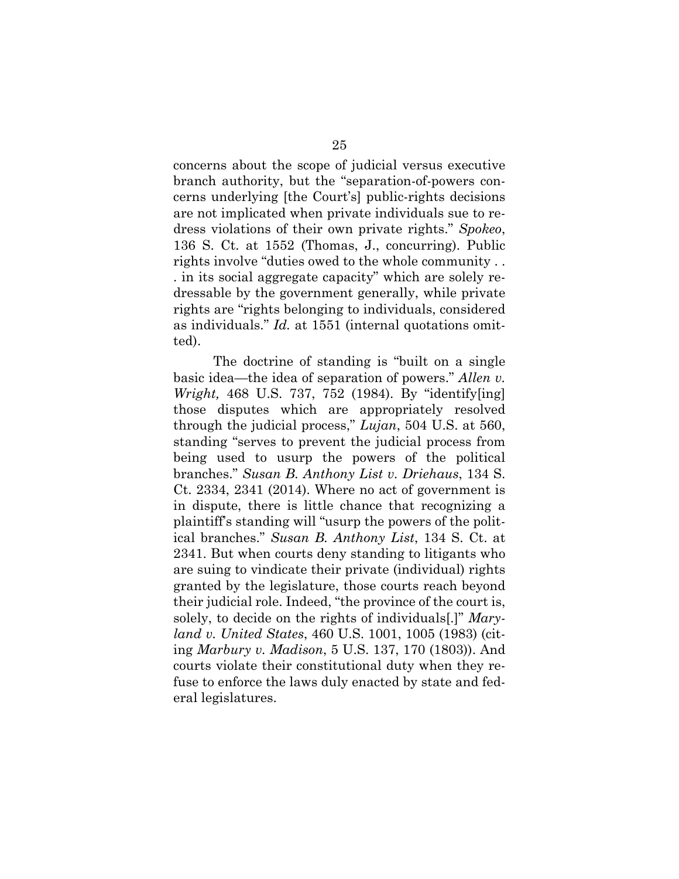concerns about the scope of judicial versus executive branch authority, but the "separation-of-powers concerns underlying [the Court's] public-rights decisions are not implicated when private individuals sue to redress violations of their own private rights." *Spokeo*, 136 S. Ct. at 1552 (Thomas, J., concurring). Public rights involve "duties owed to the whole community . . . in its social aggregate capacity" which are solely redressable by the government generally, while private rights are "rights belonging to individuals, considered as individuals." *Id.* at 1551 (internal quotations omitted).

The doctrine of standing is "built on a single basic idea—the idea of separation of powers." *Allen v. Wright,* 468 U.S. 737, 752 (1984). By "identify[ing] those disputes which are appropriately resolved through the judicial process," *Lujan*, 504 U.S. at 560, standing "serves to prevent the judicial process from being used to usurp the powers of the political branches." *Susan B. Anthony List v. Driehaus*, 134 S. Ct. 2334, 2341 (2014). Where no act of government is in dispute, there is little chance that recognizing a plaintiff's standing will "usurp the powers of the political branches." *Susan B. Anthony List*, 134 S. Ct. at 2341. But when courts deny standing to litigants who are suing to vindicate their private (individual) rights granted by the legislature, those courts reach beyond their judicial role. Indeed, "the province of the court is, solely, to decide on the rights of individuals[.]" *Maryland v. United States*, 460 U.S. 1001, 1005 (1983) (citing *Marbury v. Madison*, 5 U.S. 137, 170 (1803)). And courts violate their constitutional duty when they refuse to enforce the laws duly enacted by state and federal legislatures.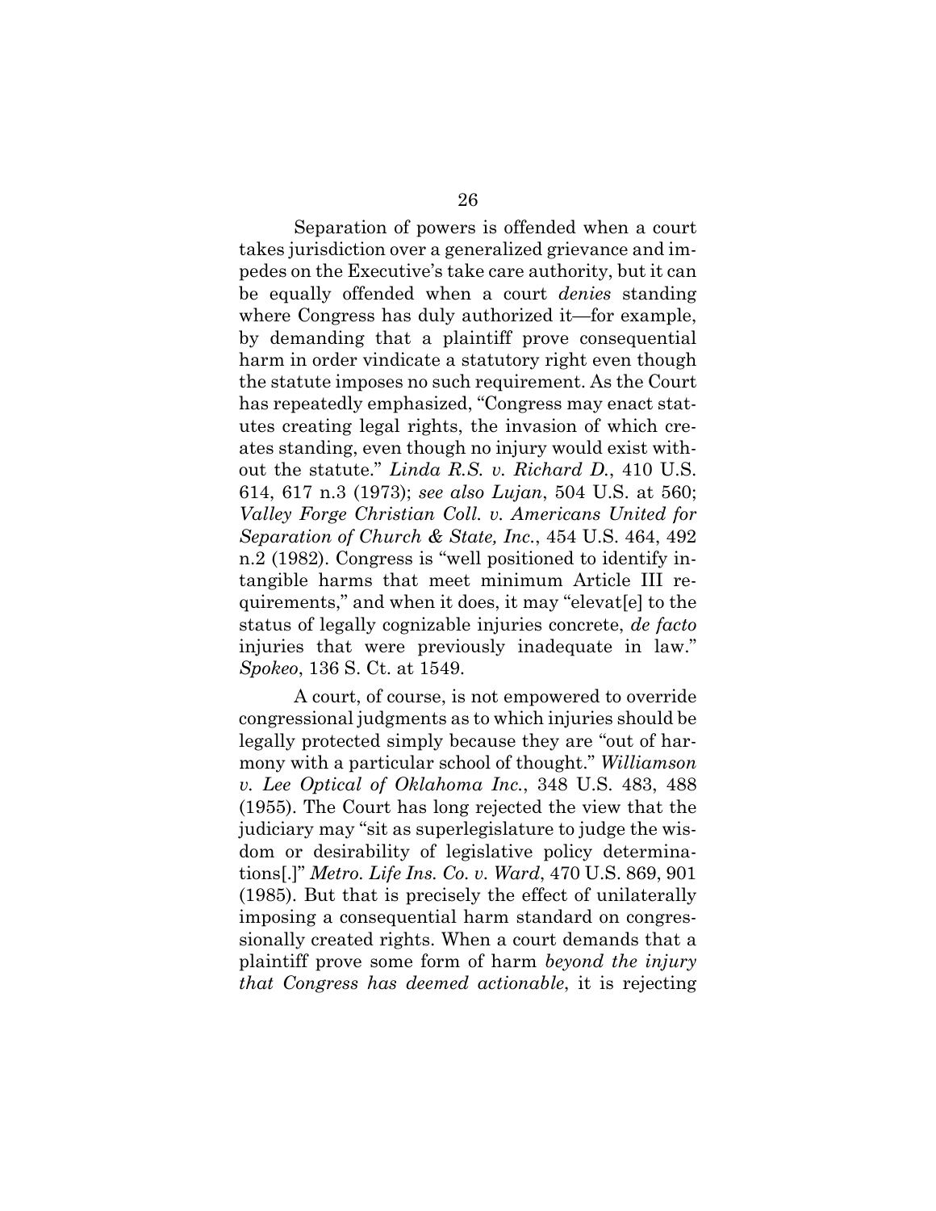Separation of powers is offended when a court takes jurisdiction over a generalized grievance and impedes on the Executive's take care authority, but it can be equally offended when a court *denies* standing where Congress has duly authorized it—for example, by demanding that a plaintiff prove consequential harm in order vindicate a statutory right even though the statute imposes no such requirement. As the Court has repeatedly emphasized, "Congress may enact statutes creating legal rights, the invasion of which creates standing, even though no injury would exist without the statute." *Linda R.S. v. Richard D.*, 410 U.S. 614, 617 n.3 (1973); *see also Lujan*, 504 U.S. at 560; *Valley Forge Christian Coll. v. Americans United for Separation of Church & State, Inc.*, 454 U.S. 464, 492 n.2 (1982). Congress is "well positioned to identify intangible harms that meet minimum Article III requirements," and when it does, it may "elevat[e] to the status of legally cognizable injuries concrete, *de facto* injuries that were previously inadequate in law." *Spokeo*, 136 S. Ct. at 1549.

A court, of course, is not empowered to override congressional judgments as to which injuries should be legally protected simply because they are "out of harmony with a particular school of thought." *Williamson v. Lee Optical of Oklahoma Inc.*, 348 U.S. 483, 488 (1955). The Court has long rejected the view that the judiciary may "sit as superlegislature to judge the wisdom or desirability of legislative policy determinations[.]" *Metro. Life Ins. Co. v. Ward*, 470 U.S. 869, 901 (1985). But that is precisely the effect of unilaterally imposing a consequential harm standard on congressionally created rights. When a court demands that a plaintiff prove some form of harm *beyond the injury that Congress has deemed actionable*, it is rejecting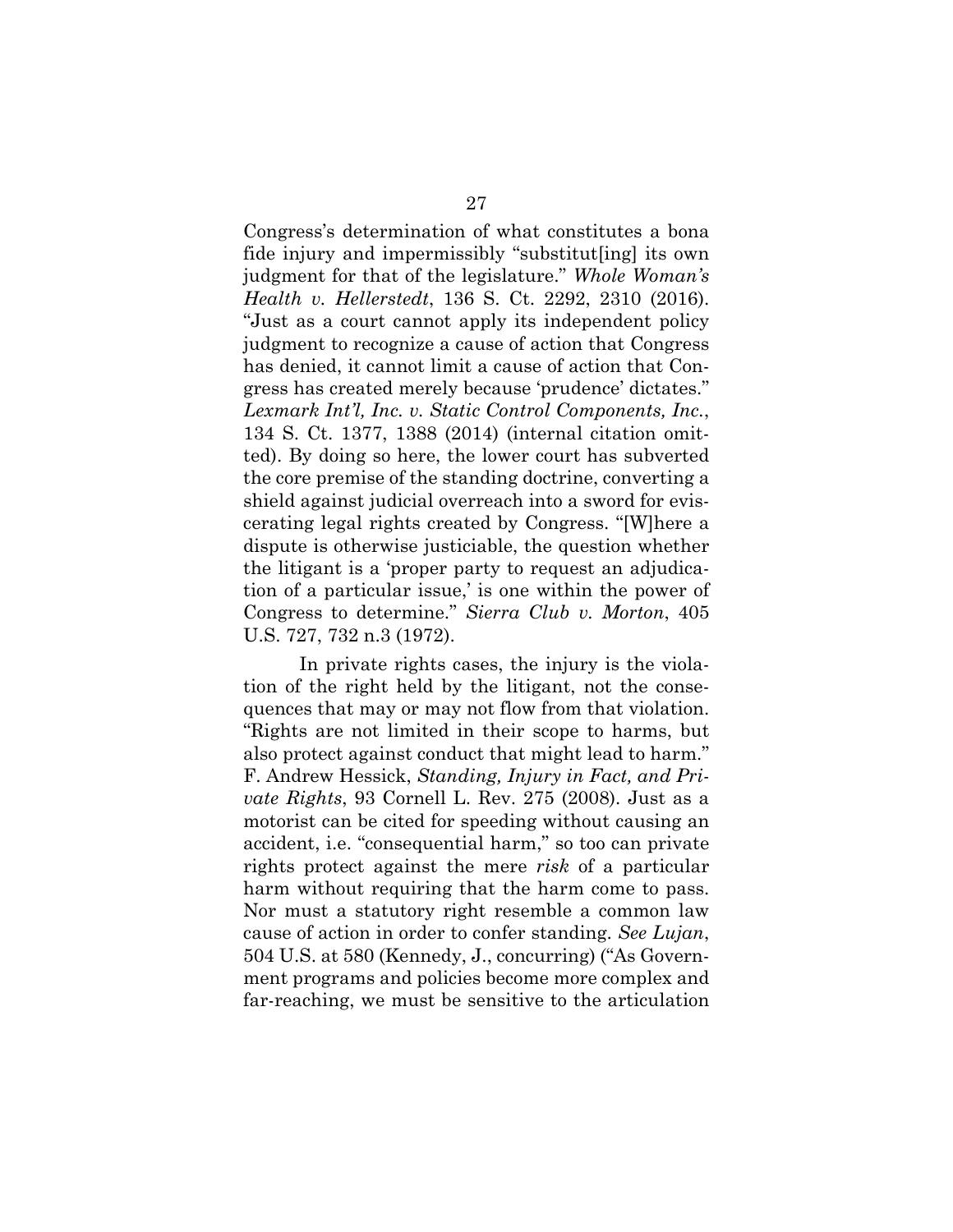Congress's determination of what constitutes a bona fide injury and impermissibly "substitut[ing] its own judgment for that of the legislature." *Whole Woman's Health v. Hellerstedt*, 136 S. Ct. 2292, 2310 (2016). "Just as a court cannot apply its independent policy judgment to recognize a cause of action that Congress has denied, it cannot limit a cause of action that Congress has created merely because 'prudence' dictates." *Lexmark Int'l, Inc. v. Static Control Components, Inc.*, 134 S. Ct. 1377, 1388 (2014) (internal citation omitted). By doing so here, the lower court has subverted the core premise of the standing doctrine, converting a shield against judicial overreach into a sword for eviscerating legal rights created by Congress. "[W]here a dispute is otherwise justiciable, the question whether the litigant is a 'proper party to request an adjudication of a particular issue,' is one within the power of Congress to determine." *Sierra Club v. Morton*, 405 U.S. 727, 732 n.3 (1972).

In private rights cases, the injury is the violation of the right held by the litigant, not the consequences that may or may not flow from that violation. "Rights are not limited in their scope to harms, but also protect against conduct that might lead to harm." F. Andrew Hessick, *Standing, Injury in Fact, and Private Rights*, 93 Cornell L. Rev. 275 (2008). Just as a motorist can be cited for speeding without causing an accident, i.e. "consequential harm," so too can private rights protect against the mere *risk* of a particular harm without requiring that the harm come to pass. Nor must a statutory right resemble a common law cause of action in order to confer standing. *See Lujan*, 504 U.S. at 580 (Kennedy, J., concurring) ("As Government programs and policies become more complex and far-reaching, we must be sensitive to the articulation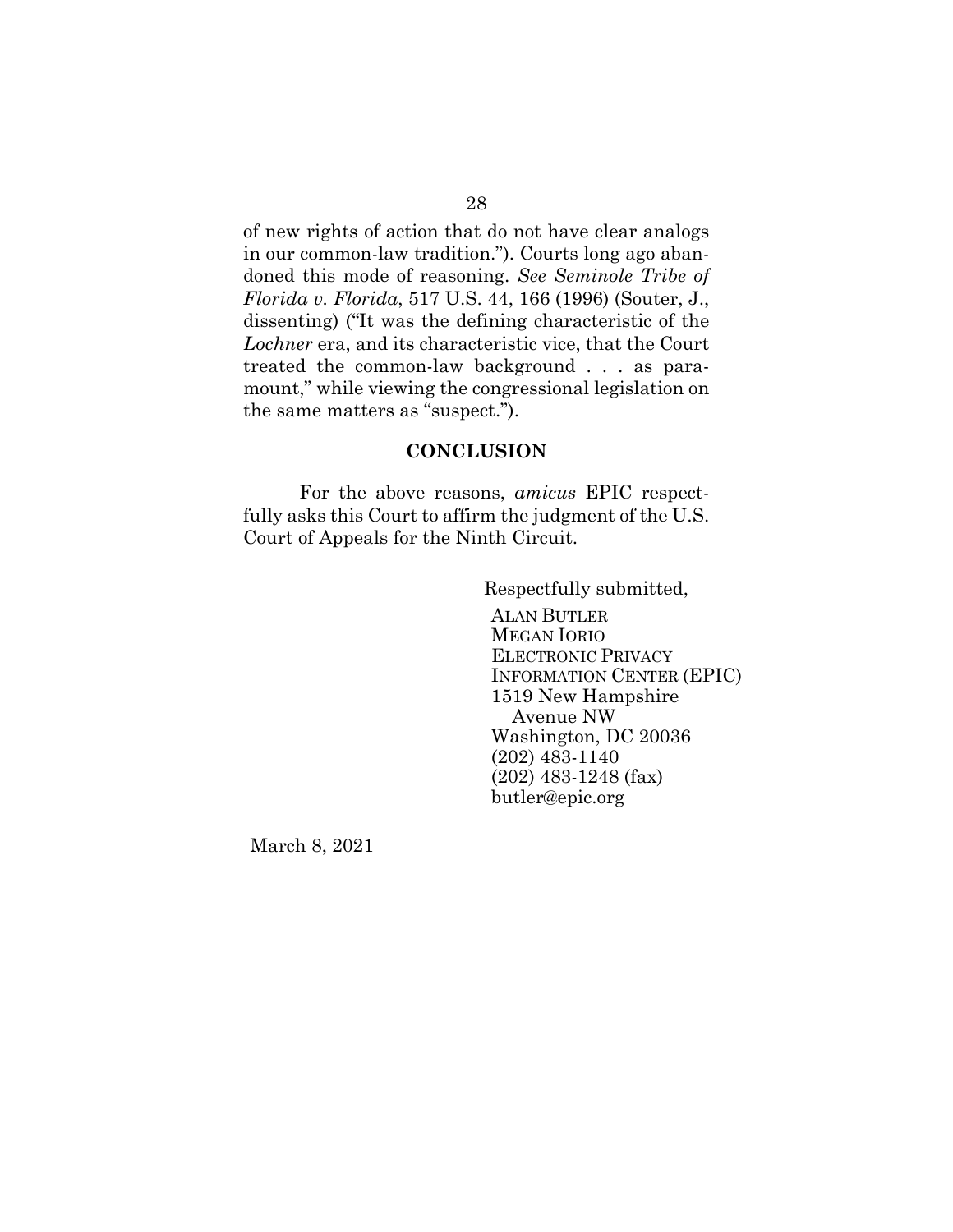of new rights of action that do not have clear analogs in our common-law tradition."). Courts long ago abandoned this mode of reasoning. *See Seminole Tribe of Florida v. Florida*, 517 U.S. 44, 166 (1996) (Souter, J., dissenting) ("It was the defining characteristic of the *Lochner* era, and its characteristic vice, that the Court treated the common-law background . . . as paramount," while viewing the congressional legislation on the same matters as "suspect.").

## CONCLUSION

For the above reasons, *amicus* EPIC respectfully asks this Court to affirm the judgment of the U.S. Court of Appeals for the Ninth Circuit.

Respectfully submitted,

ALAN BUTLER
MEGAN IORIO
ELECTRONIC PRIVACY INFORMATION CENTER (EPIC)
1519 New Hampshire Avenue NW
Washington, DC 20036
(202) 483-1140
(202) 483-1248 (fax)
butler@epic.org

March 8, 2021